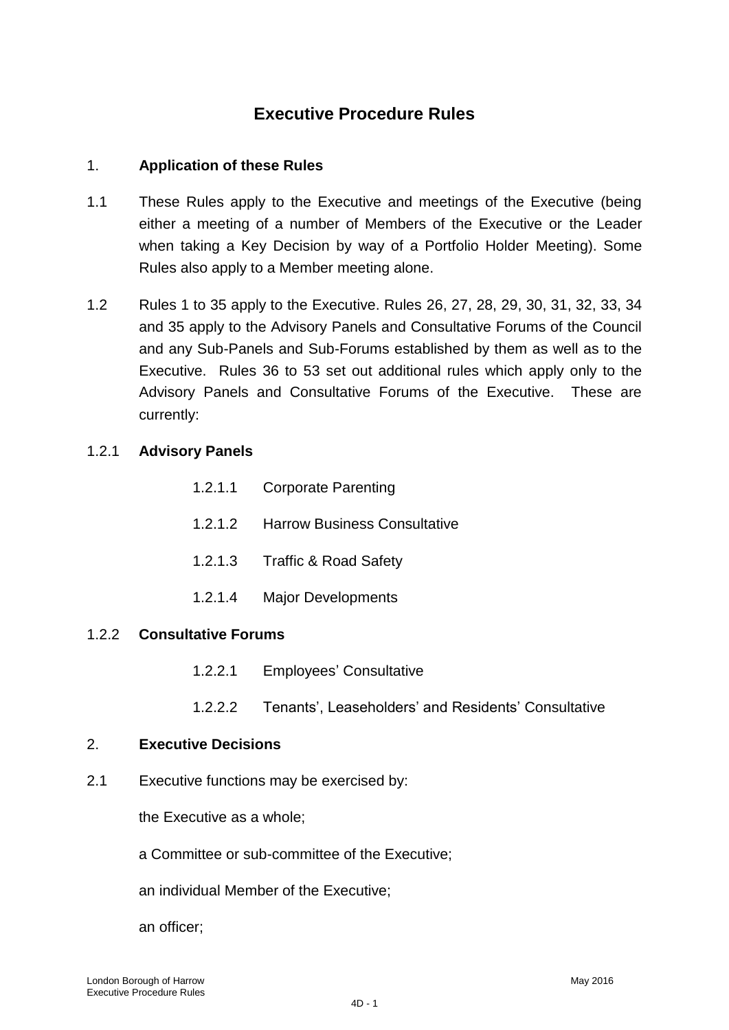# Executive Procedure Rules

## 1. Application of these Rules

1.1 These Rules apply to the Executive and meetings of the Executive (being either a meeting of a number of Members of the Executive or the Leader when taking a Key Decision by way of a Portfolio Holder Meeting). Some Rules also apply to a Member meeting alone.

1.2 Rules 1 to 35 apply to the Executive. Rules 26, 27, 28, 29, 30, 31, 32, 33, 34 and 35 apply to the Advisory Panels and Consultative Forums of the Council and any Sub-Panels and Sub-Forums established by them as well as to the Executive. Rules 36 to 53 set out additional rules which apply only to the Advisory Panels and Consultative Forums of the Executive. These are currently:

1.2.1 **Advisory Panels**

- 1.2.1.1 Corporate Parenting
- 1.2.1.2 Harrow Business Consultative
- 1.2.1.3 Traffic & Road Safety
- 1.2.1.4 Major Developments

1.2.2 **Consultative Forums**

- 1.2.2.1 Employees' Consultative
- 1.2.2.2 Tenants', Leaseholders' and Residents' Consultative

## 2. Executive Decisions

2.1 Executive functions may be exercised by:

the Executive as a whole;

a Committee or sub-committee of the Executive;

an individual Member of the Executive;

an officer;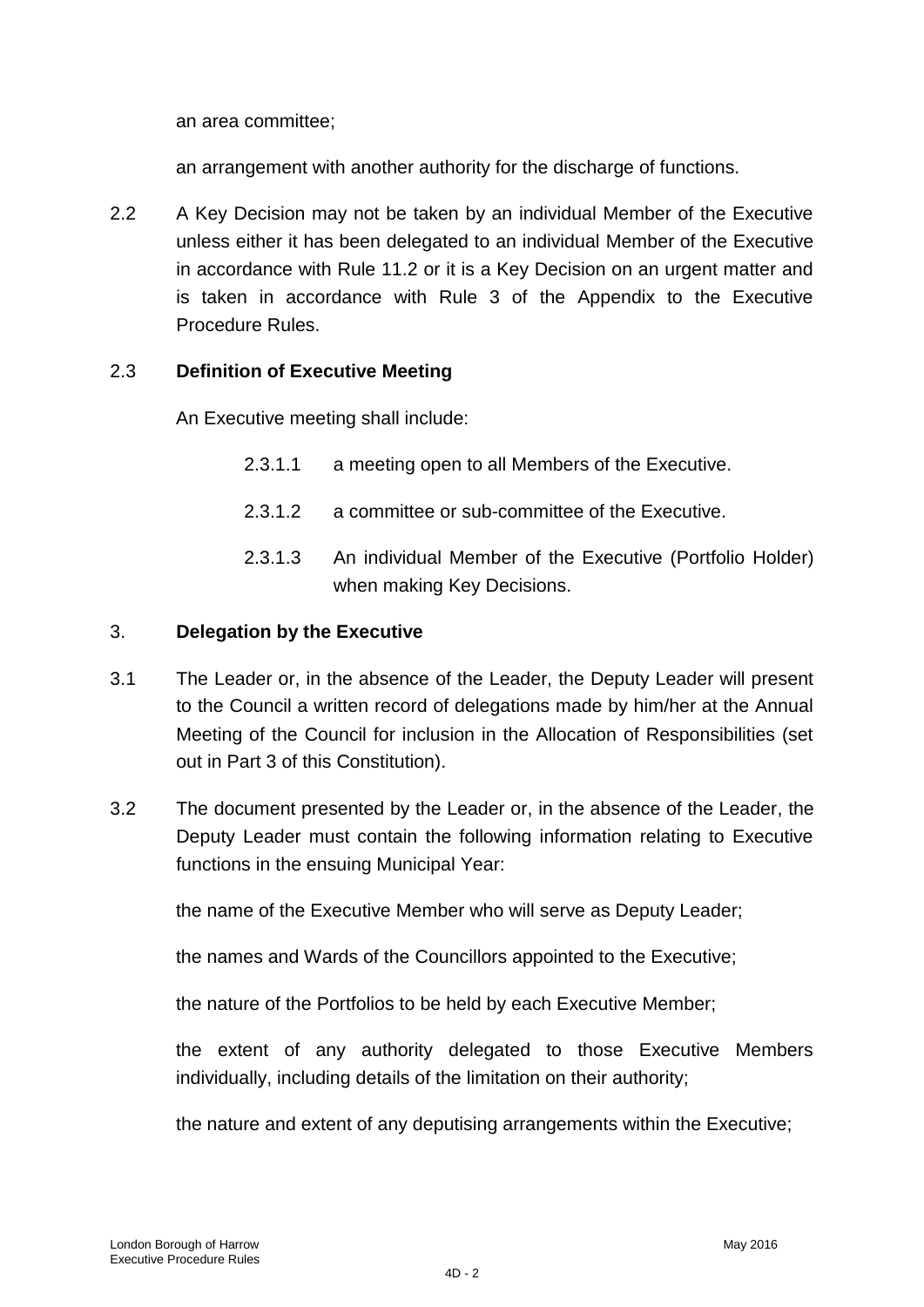an area committee;

an arrangement with another authority for the discharge of functions.

2.2 A Key Decision may not be taken by an individual Member of the Executive unless either it has been delegated to an individual Member of the Executive in accordance with Rule 11.2 or it is a Key Decision on an urgent matter and is taken in accordance with Rule 3 of the Appendix to the Executive Procedure Rules.

2.3 **Definition of Executive Meeting**

An Executive meeting shall include:

2.3.1.1 a meeting open to all Members of the Executive.

2.3.1.2 a committee or sub-committee of the Executive.

2.3.1.3 An individual Member of the Executive (Portfolio Holder) when making Key Decisions.

3. **Delegation by the Executive**

3.1 The Leader or, in the absence of the Leader, the Deputy Leader will present to the Council a written record of delegations made by him/her at the Annual Meeting of the Council for inclusion in the Allocation of Responsibilities (set out in Part 3 of this Constitution).

3.2 The document presented by the Leader or, in the absence of the Leader, the Deputy Leader must contain the following information relating to Executive functions in the ensuing Municipal Year:

the name of the Executive Member who will serve as Deputy Leader;

the names and Wards of the Councillors appointed to the Executive;

the nature of the Portfolios to be held by each Executive Member;

the extent of any authority delegated to those Executive Members individually, including details of the limitation on their authority;

the nature and extent of any deputising arrangements within the Executive;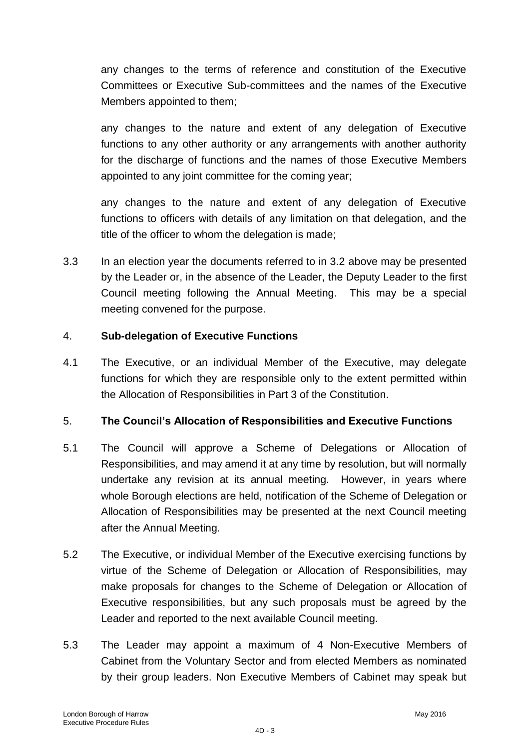any changes to the terms of reference and constitution of the Executive Committees or Executive Sub-committees and the names of the Executive Members appointed to them;

any changes to the nature and extent of any delegation of Executive functions to any other authority or any arrangements with another authority for the discharge of functions and the names of those Executive Members appointed to any joint committee for the coming year;

any changes to the nature and extent of any delegation of Executive functions to officers with details of any limitation on that delegation, and the title of the officer to whom the delegation is made;

3.3 In an election year the documents referred to in 3.2 above may be presented by the Leader or, in the absence of the Leader, the Deputy Leader to the first Council meeting following the Annual Meeting. This may be a special meeting convened for the purpose.

## 4. Sub-delegation of Executive Functions

4.1 The Executive, or an individual Member of the Executive, may delegate functions for which they are responsible only to the extent permitted within the Allocation of Responsibilities in Part 3 of the Constitution.

## 5. The Council's Allocation of Responsibilities and Executive Functions

5.1 The Council will approve a Scheme of Delegations or Allocation of Responsibilities, and may amend it at any time by resolution, but will normally undertake any revision at its annual meeting. However, in years where whole Borough elections are held, notification of the Scheme of Delegation or Allocation of Responsibilities may be presented at the next Council meeting after the Annual Meeting.

5.2 The Executive, or individual Member of the Executive exercising functions by virtue of the Scheme of Delegation or Allocation of Responsibilities, may make proposals for changes to the Scheme of Delegation or Allocation of Executive responsibilities, but any such proposals must be agreed by the Leader and reported to the next available Council meeting.

5.3 The Leader may appoint a maximum of 4 Non-Executive Members of Cabinet from the Voluntary Sector and from elected Members as nominated by their group leaders. Non Executive Members of Cabinet may speak but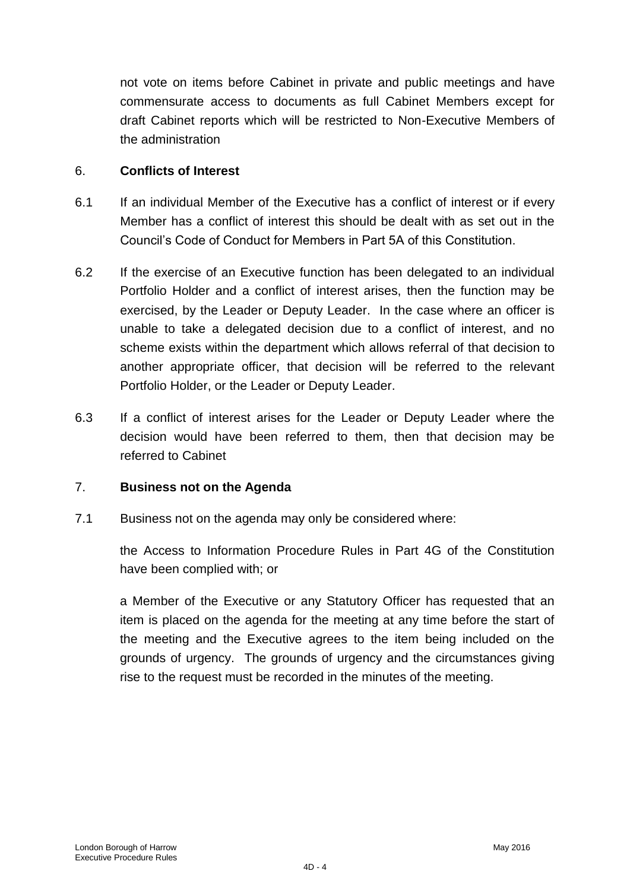not vote on items before Cabinet in private and public meetings and have commensurate access to documents as full Cabinet Members except for draft Cabinet reports which will be restricted to Non-Executive Members of the administration

## 6. **Conflicts of Interest**

6.1 If an individual Member of the Executive has a conflict of interest or if every Member has a conflict of interest this should be dealt with as set out in the Council's Code of Conduct for Members in Part 5A of this Constitution.

6.2 If the exercise of an Executive function has been delegated to an individual Portfolio Holder and a conflict of interest arises, then the function may be exercised, by the Leader or Deputy Leader. In the case where an officer is unable to take a delegated decision due to a conflict of interest, and no scheme exists within the department which allows referral of that decision to another appropriate officer, that decision will be referred to the relevant Portfolio Holder, or the Leader or Deputy Leader.

6.3 If a conflict of interest arises for the Leader or Deputy Leader where the decision would have been referred to them, then that decision may be referred to Cabinet

## 7. **Business not on the Agenda**

7.1 Business not on the agenda may only be considered where:

the Access to Information Procedure Rules in Part 4G of the Constitution have been complied with; or

a Member of the Executive or any Statutory Officer has requested that an item is placed on the agenda for the meeting at any time before the start of the meeting and the Executive agrees to the item being included on the grounds of urgency. The grounds of urgency and the circumstances giving rise to the request must be recorded in the minutes of the meeting.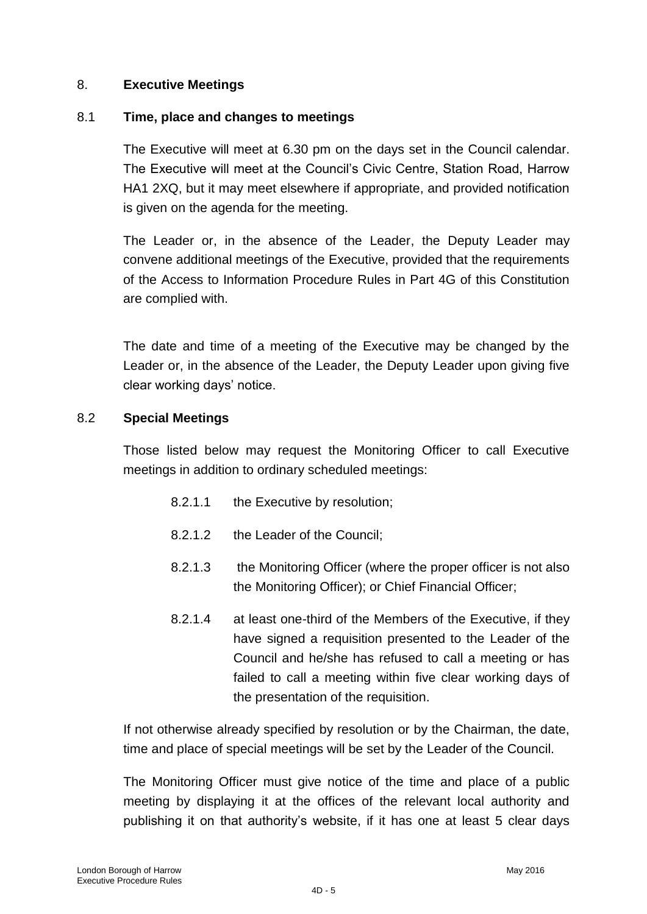## 8. **Executive Meetings**

### 8.1 **Time, place and changes to meetings**

The Executive will meet at 6.30 pm on the days set in the Council calendar. The Executive will meet at the Council's Civic Centre, Station Road, Harrow HA1 2XQ, but it may meet elsewhere if appropriate, and provided notification is given on the agenda for the meeting.

The Leader or, in the absence of the Leader, the Deputy Leader may convene additional meetings of the Executive, provided that the requirements of the Access to Information Procedure Rules in Part 4G of this Constitution are complied with.

The date and time of a meeting of the Executive may be changed by the Leader or, in the absence of the Leader, the Deputy Leader upon giving five clear working days' notice.

### 8.2 **Special Meetings**

Those listed below may request the Monitoring Officer to call Executive meetings in addition to ordinary scheduled meetings:

8.2.1.1 the Executive by resolution;

8.2.1.2 the Leader of the Council;

8.2.1.3 the Monitoring Officer (where the proper officer is not also the Monitoring Officer); or Chief Financial Officer;

8.2.1.4 at least one-third of the Members of the Executive, if they have signed a requisition presented to the Leader of the Council and he/she has refused to call a meeting or has failed to call a meeting within five clear working days of the presentation of the requisition.

If not otherwise already specified by resolution or by the Chairman, the date, time and place of special meetings will be set by the Leader of the Council.

The Monitoring Officer must give notice of the time and place of a public meeting by displaying it at the offices of the relevant local authority and publishing it on that authority's website, if it has one at least 5 clear days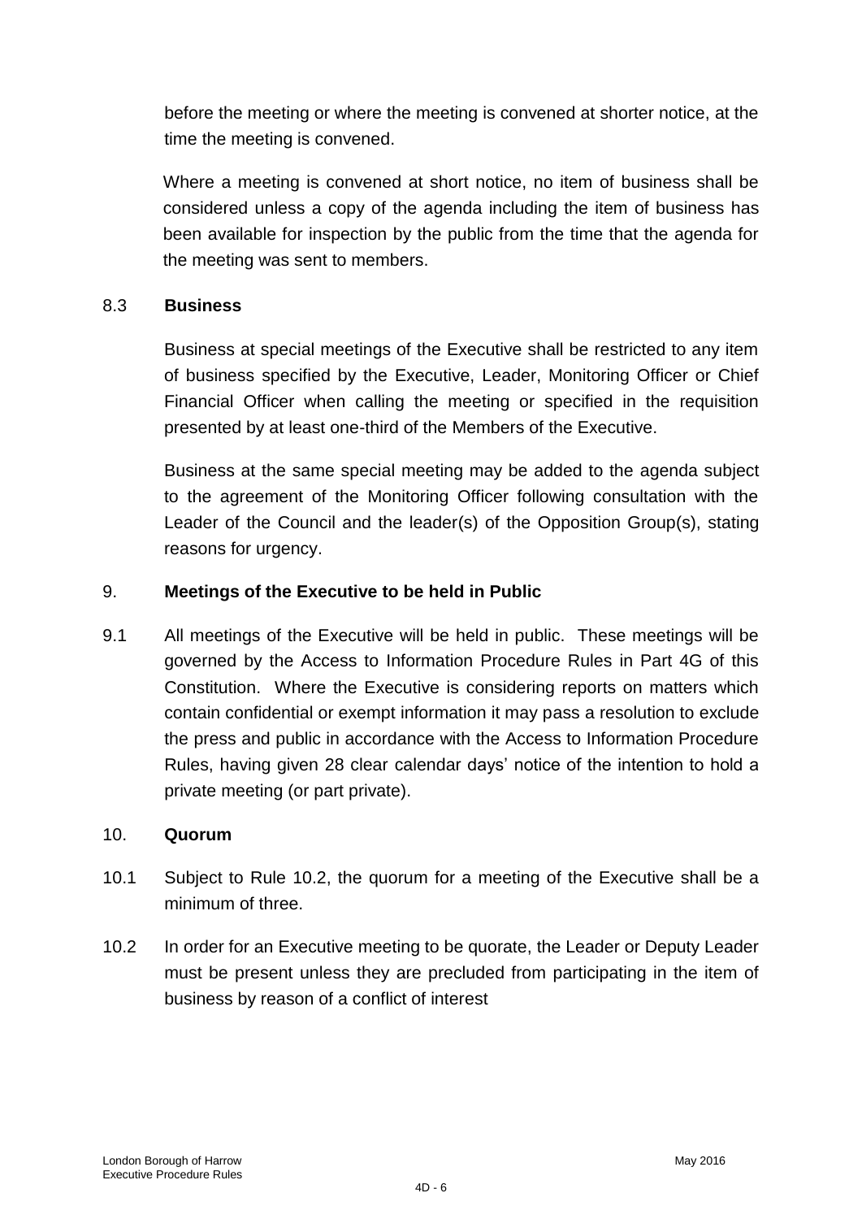before the meeting or where the meeting is convened at shorter notice, at the time the meeting is convened.

Where a meeting is convened at short notice, no item of business shall be considered unless a copy of the agenda including the item of business has been available for inspection by the public from the time that the agenda for the meeting was sent to members.

8.3 **Business**

Business at special meetings of the Executive shall be restricted to any item of business specified by the Executive, Leader, Monitoring Officer or Chief Financial Officer when calling the meeting or specified in the requisition presented by at least one-third of the Members of the Executive.

Business at the same special meeting may be added to the agenda subject to the agreement of the Monitoring Officer following consultation with the Leader of the Council and the leader(s) of the Opposition Group(s), stating reasons for urgency.

## 9. **Meetings of the Executive to be held in Public**

9.1 All meetings of the Executive will be held in public. These meetings will be governed by the Access to Information Procedure Rules in Part 4G of this Constitution. Where the Executive is considering reports on matters which contain confidential or exempt information it may pass a resolution to exclude the press and public in accordance with the Access to Information Procedure Rules, having given 28 clear calendar days' notice of the intention to hold a private meeting (or part private).

## 10. **Quorum**

10.1 Subject to Rule 10.2, the quorum for a meeting of the Executive shall be a minimum of three.

10.2 In order for an Executive meeting to be quorate, the Leader or Deputy Leader must be present unless they are precluded from participating in the item of business by reason of a conflict of interest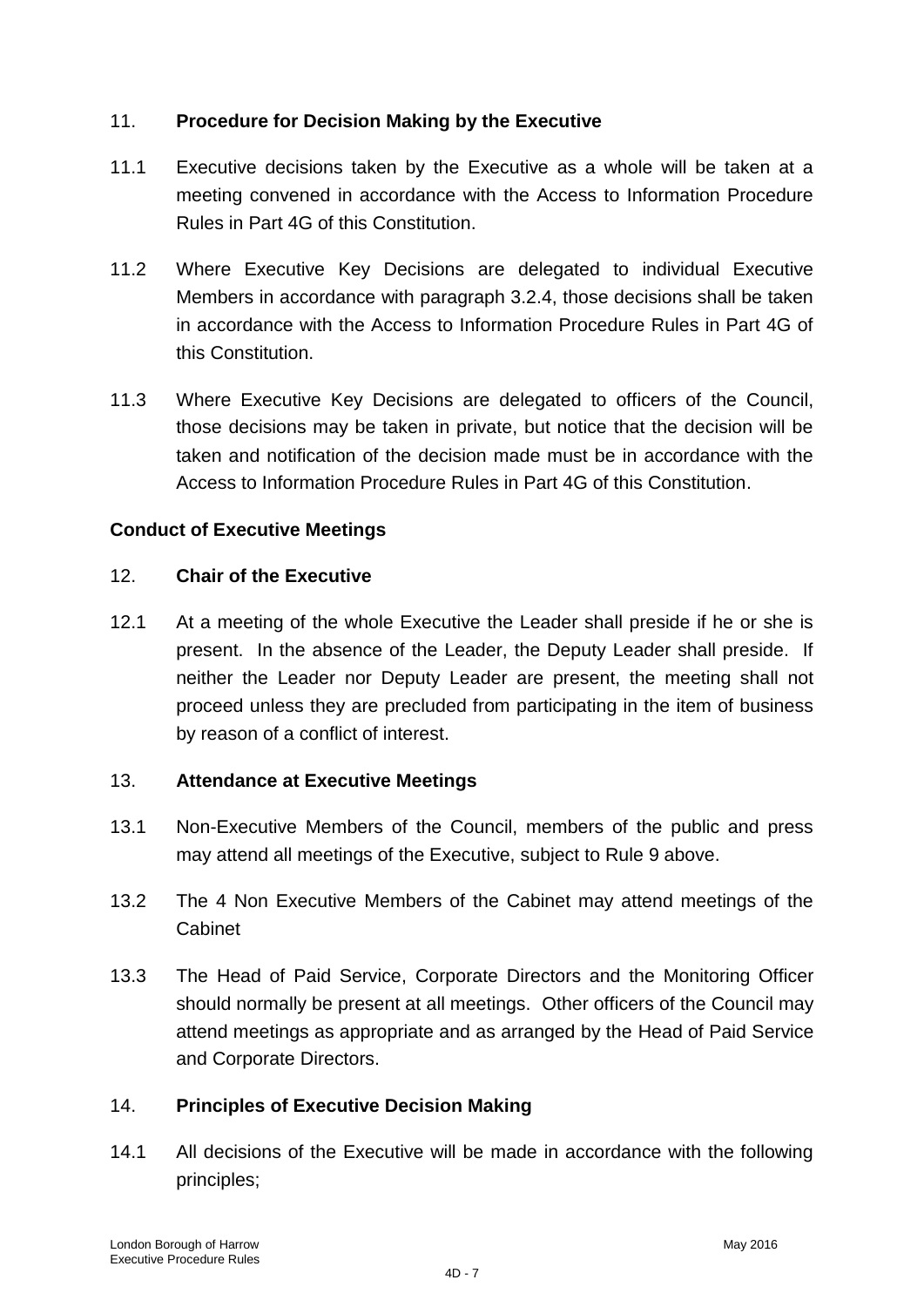## 11. Procedure for Decision Making by the Executive

11.1 Executive decisions taken by the Executive as a whole will be taken at a meeting convened in accordance with the Access to Information Procedure Rules in Part 4G of this Constitution.

11.2 Where Executive Key Decisions are delegated to individual Executive Members in accordance with paragraph 3.2.4, those decisions shall be taken in accordance with the Access to Information Procedure Rules in Part 4G of this Constitution.

11.3 Where Executive Key Decisions are delegated to officers of the Council, those decisions may be taken in private, but notice that the decision will be taken and notification of the decision made must be in accordance with the Access to Information Procedure Rules in Part 4G of this Constitution.

**Conduct of Executive Meetings**

## 12. Chair of the Executive

12.1 At a meeting of the whole Executive the Leader shall preside if he or she is present. In the absence of the Leader, the Deputy Leader shall preside. If neither the Leader nor Deputy Leader are present, the meeting shall not proceed unless they are precluded from participating in the item of business by reason of a conflict of interest.

## 13. Attendance at Executive Meetings

13.1 Non-Executive Members of the Council, members of the public and press may attend all meetings of the Executive, subject to Rule 9 above.

13.2 The 4 Non Executive Members of the Cabinet may attend meetings of the Cabinet

13.3 The Head of Paid Service, Corporate Directors and the Monitoring Officer should normally be present at all meetings. Other officers of the Council may attend meetings as appropriate and as arranged by the Head of Paid Service and Corporate Directors.

## 14. Principles of Executive Decision Making

14.1 All decisions of the Executive will be made in accordance with the following principles;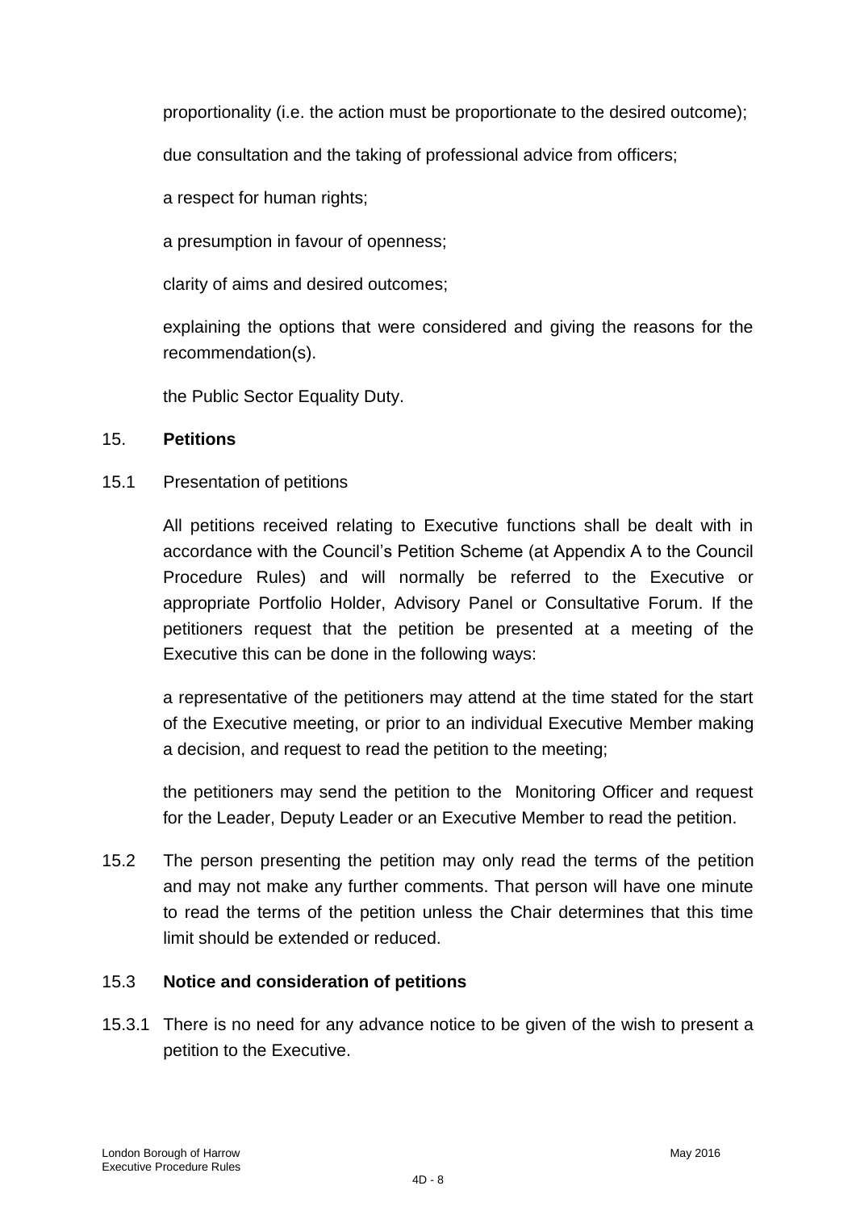proportionality (i.e. the action must be proportionate to the desired outcome);

due consultation and the taking of professional advice from officers;

a respect for human rights;

a presumption in favour of openness;

clarity of aims and desired outcomes;

explaining the options that were considered and giving the reasons for the recommendation(s).

the Public Sector Equality Duty.

## 15. **Petitions**

15.1 Presentation of petitions

All petitions received relating to Executive functions shall be dealt with in accordance with the Council's Petition Scheme (at Appendix A to the Council Procedure Rules) and will normally be referred to the Executive or appropriate Portfolio Holder, Advisory Panel or Consultative Forum. If the petitioners request that the petition be presented at a meeting of the Executive this can be done in the following ways:

a representative of the petitioners may attend at the time stated for the start of the Executive meeting, or prior to an individual Executive Member making a decision, and request to read the petition to the meeting;

the petitioners may send the petition to the Monitoring Officer and request for the Leader, Deputy Leader or an Executive Member to read the petition.

15.2 The person presenting the petition may only read the terms of the petition and may not make any further comments. That person will have one minute to read the terms of the petition unless the Chair determines that this time limit should be extended or reduced.

### 15.3 **Notice and consideration of petitions**

15.3.1 There is no need for any advance notice to be given of the wish to present a petition to the Executive.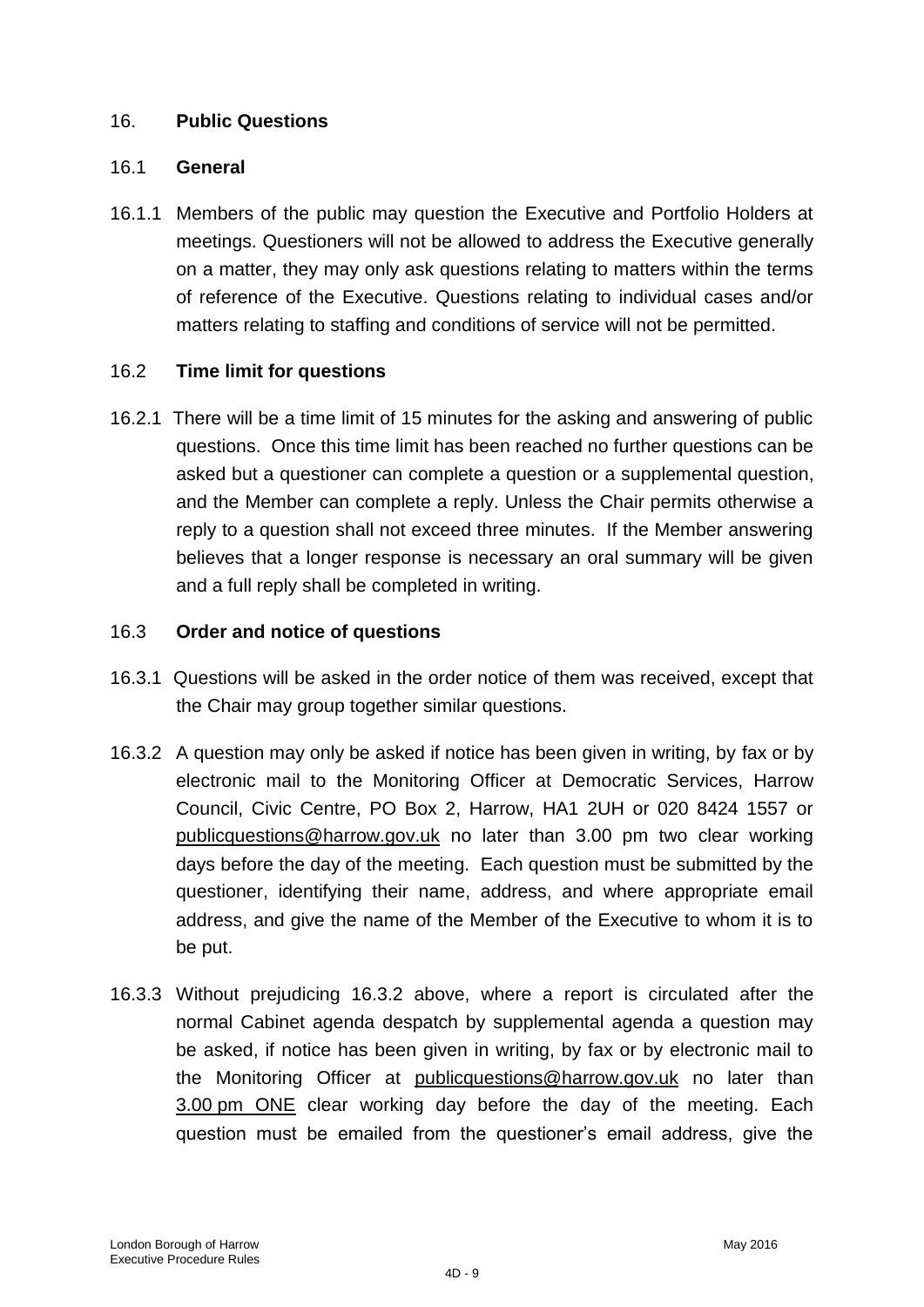## 16. **Public Questions**

### 16.1 **General**

16.1.1 Members of the public may question the Executive and Portfolio Holders at meetings. Questioners will not be allowed to address the Executive generally on a matter, they may only ask questions relating to matters within the terms of reference of the Executive. Questions relating to individual cases and/or matters relating to staffing and conditions of service will not be permitted.

### 16.2 **Time limit for questions**

16.2.1 There will be a time limit of 15 minutes for the asking and answering of public questions. Once this time limit has been reached no further questions can be asked but a questioner can complete a question or a supplemental question, and the Member can complete a reply. Unless the Chair permits otherwise a reply to a question shall not exceed three minutes. If the Member answering believes that a longer response is necessary an oral summary will be given and a full reply shall be completed in writing.

### 16.3 **Order and notice of questions**

16.3.1 Questions will be asked in the order notice of them was received, except that the Chair may group together similar questions.

16.3.2 A question may only be asked if notice has been given in writing, by fax or by electronic mail to the Monitoring Officer at Democratic Services, Harrow Council, Civic Centre, PO Box 2, Harrow, HA1 2UH or 020 8424 1557 or publicquestions@harrow.gov.uk no later than 3.00 pm two clear working days before the day of the meeting. Each question must be submitted by the questioner, identifying their name, address, and where appropriate email address, and give the name of the Member of the Executive to whom it is to be put.

16.3.3 Without prejudicing 16.3.2 above, where a report is circulated after the normal Cabinet agenda despatch by supplemental agenda a question may be asked, if notice has been given in writing, by fax or by electronic mail to the Monitoring Officer at publicquestions@harrow.gov.uk no later than 3.00 pm ONE clear working day before the day of the meeting. Each question must be emailed from the questioner's email address, give the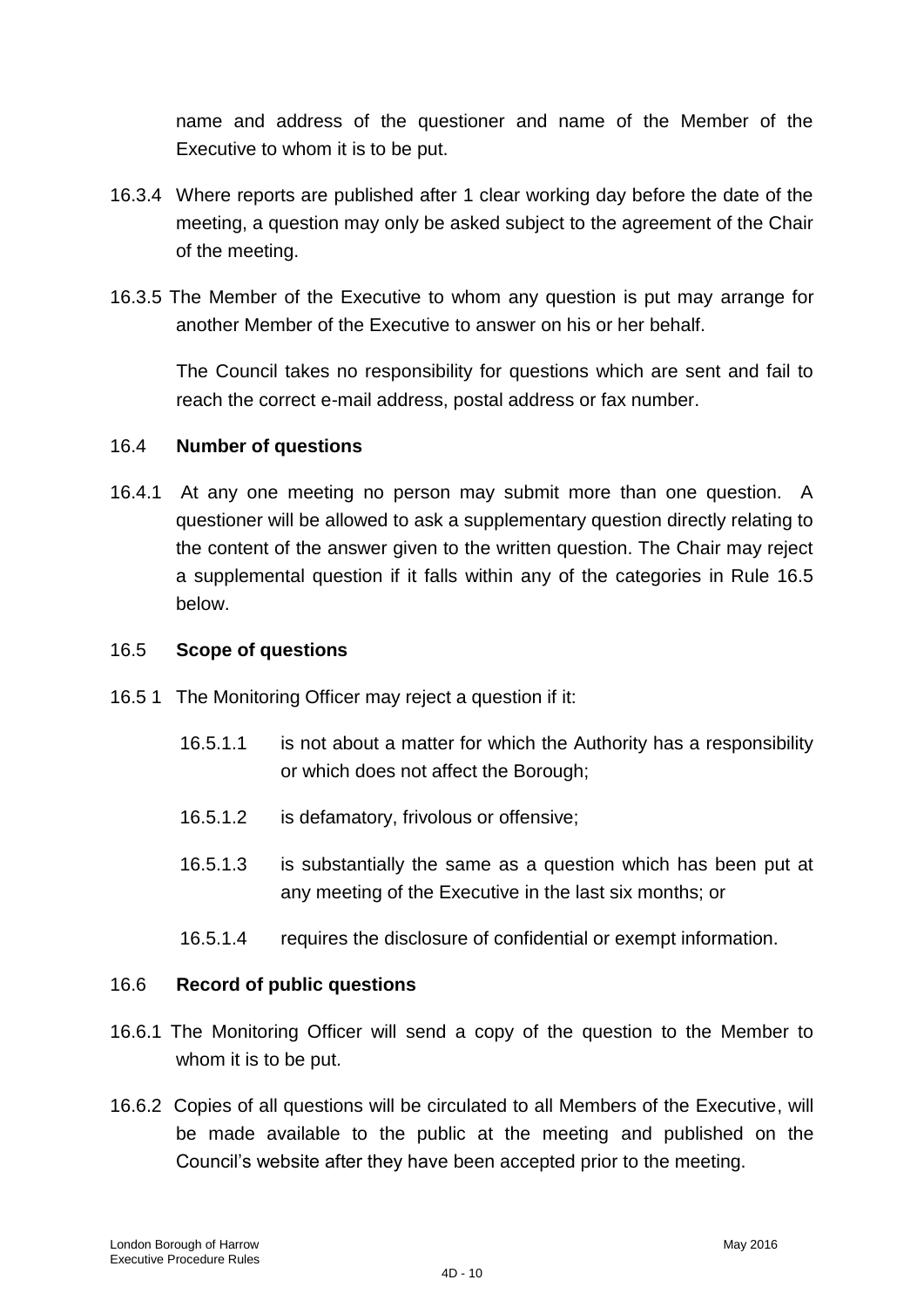name and address of the questioner and name of the Member of the Executive to whom it is to be put.

16.3.4 Where reports are published after 1 clear working day before the date of the meeting, a question may only be asked subject to the agreement of the Chair of the meeting.

16.3.5 The Member of the Executive to whom any question is put may arrange for another Member of the Executive to answer on his or her behalf.

The Council takes no responsibility for questions which are sent and fail to reach the correct e-mail address, postal address or fax number.

16.4 **Number of questions**

16.4.1 At any one meeting no person may submit more than one question. A questioner will be allowed to ask a supplementary question directly relating to the content of the answer given to the written question. The Chair may reject a supplemental question if it falls within any of the categories in Rule 16.5 below.

16.5 **Scope of questions**

16.5 1 The Monitoring Officer may reject a question if it:

16.5.1.1 is not about a matter for which the Authority has a responsibility or which does not affect the Borough;

16.5.1.2 is defamatory, frivolous or offensive;

16.5.1.3 is substantially the same as a question which has been put at any meeting of the Executive in the last six months; or

16.5.1.4 requires the disclosure of confidential or exempt information.

16.6 **Record of public questions**

16.6.1 The Monitoring Officer will send a copy of the question to the Member to whom it is to be put.

16.6.2 Copies of all questions will be circulated to all Members of the Executive, will be made available to the public at the meeting and published on the Council's website after they have been accepted prior to the meeting.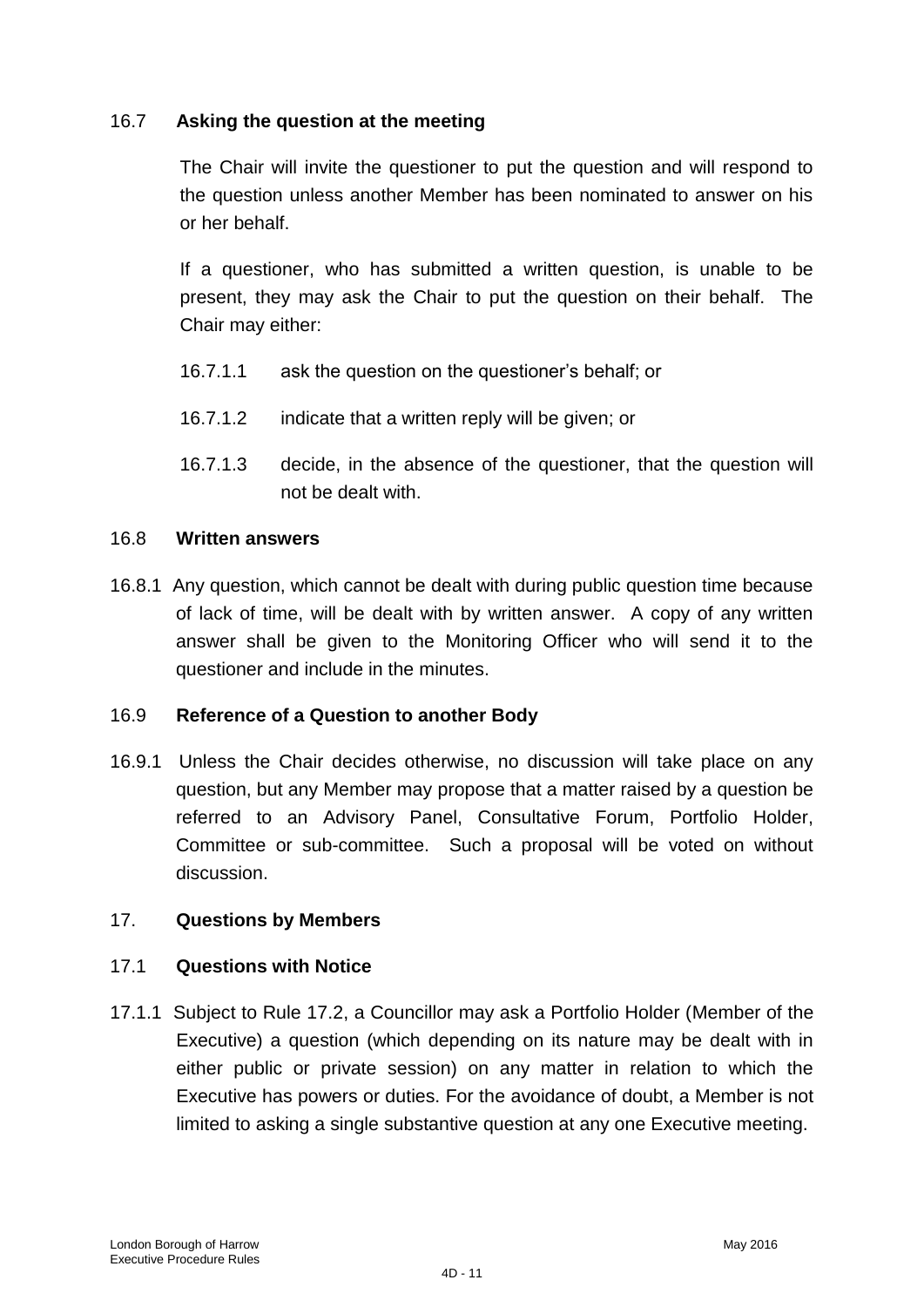### 16.7 Asking the question at the meeting

The Chair will invite the questioner to put the question and will respond to the question unless another Member has been nominated to answer on his or her behalf.

If a questioner, who has submitted a written question, is unable to be present, they may ask the Chair to put the question on their behalf. The Chair may either:

16.7.1.1 ask the question on the questioner's behalf; or

16.7.1.2 indicate that a written reply will be given; or

16.7.1.3 decide, in the absence of the questioner, that the question will not be dealt with.

### 16.8 Written answers

16.8.1 Any question, which cannot be dealt with during public question time because of lack of time, will be dealt with by written answer. A copy of any written answer shall be given to the Monitoring Officer who will send it to the questioner and include in the minutes.

### 16.9 Reference of a Question to another Body

16.9.1 Unless the Chair decides otherwise, no discussion will take place on any question, but any Member may propose that a matter raised by a question be referred to an Advisory Panel, Consultative Forum, Portfolio Holder, Committee or sub-committee. Such a proposal will be voted on without discussion.

## 17. Questions by Members

### 17.1 Questions with Notice

17.1.1 Subject to Rule 17.2, a Councillor may ask a Portfolio Holder (Member of the Executive) a question (which depending on its nature may be dealt with in either public or private session) on any matter in relation to which the Executive has powers or duties. For the avoidance of doubt, a Member is not limited to asking a single substantive question at any one Executive meeting.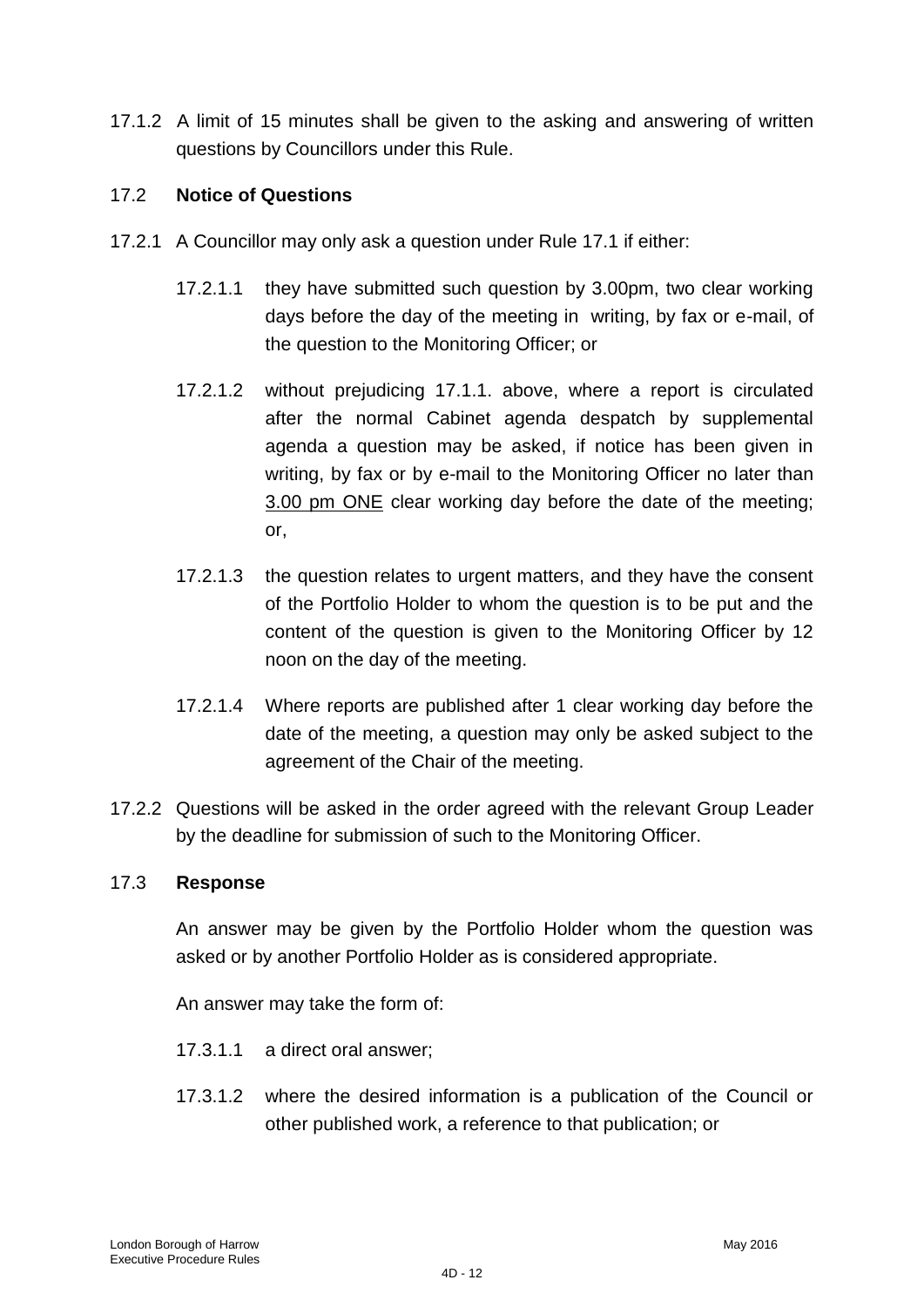17.1.2 A limit of 15 minutes shall be given to the asking and answering of written questions by Councillors under this Rule.

### 17.2 **Notice of Questions**

17.2.1 A Councillor may only ask a question under Rule 17.1 if either:

17.2.1.1 they have submitted such question by 3.00pm, two clear working days before the day of the meeting in writing, by fax or e-mail, of the question to the Monitoring Officer; or

17.2.1.2 without prejudicing 17.1.1. above, where a report is circulated after the normal Cabinet agenda despatch by supplemental agenda a question may be asked, if notice has been given in writing, by fax or by e-mail to the Monitoring Officer no later than <u>3.00 pm ONE</u> clear working day before the date of the meeting; or,

17.2.1.3 the question relates to urgent matters, and they have the consent of the Portfolio Holder to whom the question is to be put and the content of the question is given to the Monitoring Officer by 12 noon on the day of the meeting.

17.2.1.4 Where reports are published after 1 clear working day before the date of the meeting, a question may only be asked subject to the agreement of the Chair of the meeting.

17.2.2 Questions will be asked in the order agreed with the relevant Group Leader by the deadline for submission of such to the Monitoring Officer.

### 17.3 **Response**

An answer may be given by the Portfolio Holder whom the question was asked or by another Portfolio Holder as is considered appropriate.

An answer may take the form of:

17.3.1.1 a direct oral answer;

17.3.1.2 where the desired information is a publication of the Council or other published work, a reference to that publication; or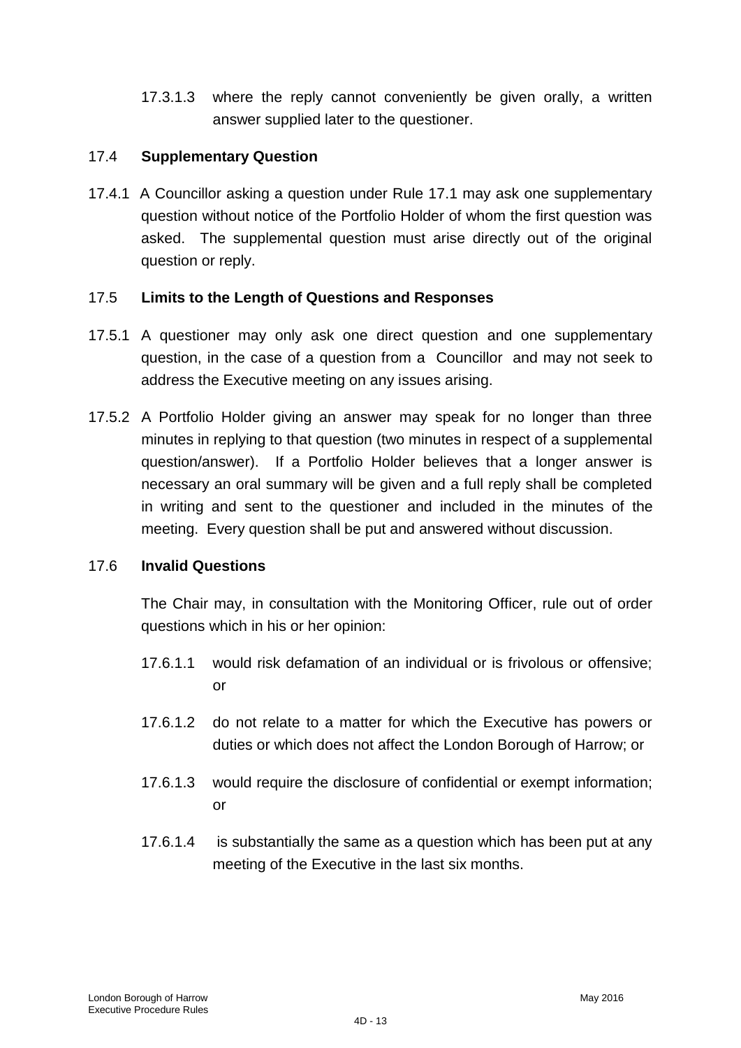17.3.1.3 where the reply cannot conveniently be given orally, a written answer supplied later to the questioner.

### 17.4 Supplementary Question

17.4.1 A Councillor asking a question under Rule 17.1 may ask one supplementary question without notice of the Portfolio Holder of whom the first question was asked. The supplemental question must arise directly out of the original question or reply.

### 17.5 Limits to the Length of Questions and Responses

17.5.1 A questioner may only ask one direct question and one supplementary question, in the case of a question from a Councillor and may not seek to address the Executive meeting on any issues arising.

17.5.2 A Portfolio Holder giving an answer may speak for no longer than three minutes in replying to that question (two minutes in respect of a supplemental question/answer). If a Portfolio Holder believes that a longer answer is necessary an oral summary will be given and a full reply shall be completed in writing and sent to the questioner and included in the minutes of the meeting. Every question shall be put and answered without discussion.

### 17.6 Invalid Questions

The Chair may, in consultation with the Monitoring Officer, rule out of order questions which in his or her opinion:

17.6.1.1 would risk defamation of an individual or is frivolous or offensive; or

17.6.1.2 do not relate to a matter for which the Executive has powers or duties or which does not affect the London Borough of Harrow; or

17.6.1.3 would require the disclosure of confidential or exempt information; or

17.6.1.4 is substantially the same as a question which has been put at any meeting of the Executive in the last six months.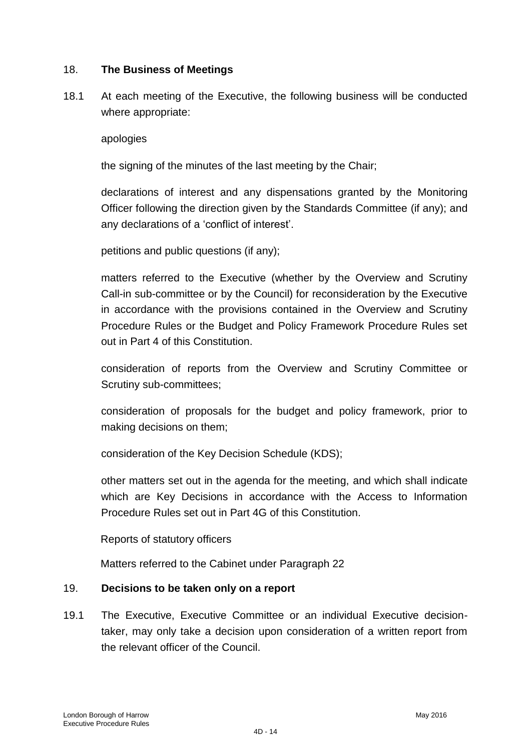## 18. **The Business of Meetings**

18.1 At each meeting of the Executive, the following business will be conducted where appropriate:

apologies

the signing of the minutes of the last meeting by the Chair;

declarations of interest and any dispensations granted by the Monitoring Officer following the direction given by the Standards Committee (if any); and any declarations of a 'conflict of interest'.

petitions and public questions (if any);

matters referred to the Executive (whether by the Overview and Scrutiny Call-in sub-committee or by the Council) for reconsideration by the Executive in accordance with the provisions contained in the Overview and Scrutiny Procedure Rules or the Budget and Policy Framework Procedure Rules set out in Part 4 of this Constitution.

consideration of reports from the Overview and Scrutiny Committee or Scrutiny sub-committees;

consideration of proposals for the budget and policy framework, prior to making decisions on them;

consideration of the Key Decision Schedule (KDS);

other matters set out in the agenda for the meeting, and which shall indicate which are Key Decisions in accordance with the Access to Information Procedure Rules set out in Part 4G of this Constitution.

Reports of statutory officers

Matters referred to the Cabinet under Paragraph 22

## 19. **Decisions to be taken only on a report**

19.1 The Executive, Executive Committee or an individual Executive decision-taker, may only take a decision upon consideration of a written report from the relevant officer of the Council.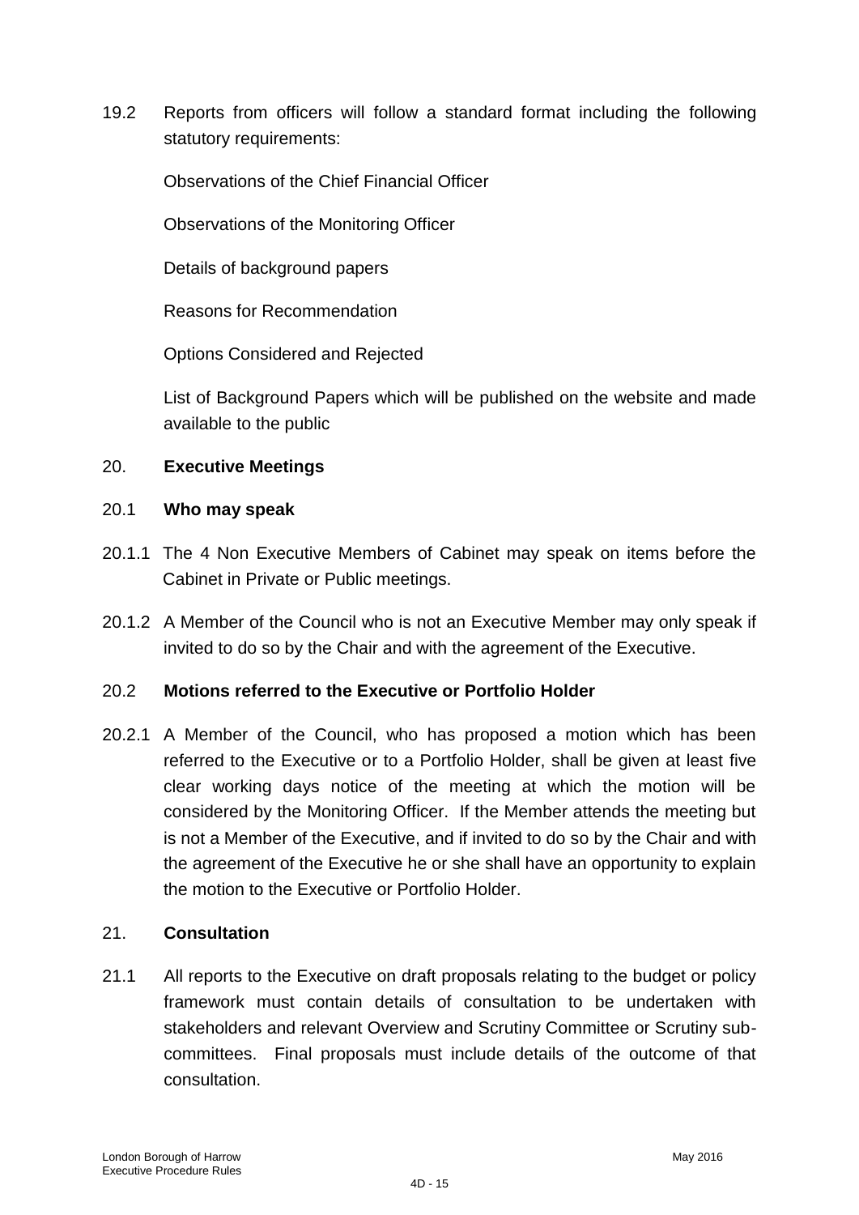19.2 Reports from officers will follow a standard format including the following statutory requirements:

Observations of the Chief Financial Officer

Observations of the Monitoring Officer

Details of background papers

Reasons for Recommendation

Options Considered and Rejected

List of Background Papers which will be published on the website and made available to the public

## 20. Executive Meetings

### 20.1 Who may speak

20.1.1 The 4 Non Executive Members of Cabinet may speak on items before the Cabinet in Private or Public meetings.

20.1.2 A Member of the Council who is not an Executive Member may only speak if invited to do so by the Chair and with the agreement of the Executive.

### 20.2 Motions referred to the Executive or Portfolio Holder

20.2.1 A Member of the Council, who has proposed a motion which has been referred to the Executive or to a Portfolio Holder, shall be given at least five clear working days notice of the meeting at which the motion will be considered by the Monitoring Officer. If the Member attends the meeting but is not a Member of the Executive, and if invited to do so by the Chair and with the agreement of the Executive he or she shall have an opportunity to explain the motion to the Executive or Portfolio Holder.

## 21. Consultation

21.1 All reports to the Executive on draft proposals relating to the budget or policy framework must contain details of consultation to be undertaken with stakeholders and relevant Overview and Scrutiny Committee or Scrutiny sub-committees. Final proposals must include details of the outcome of that consultation.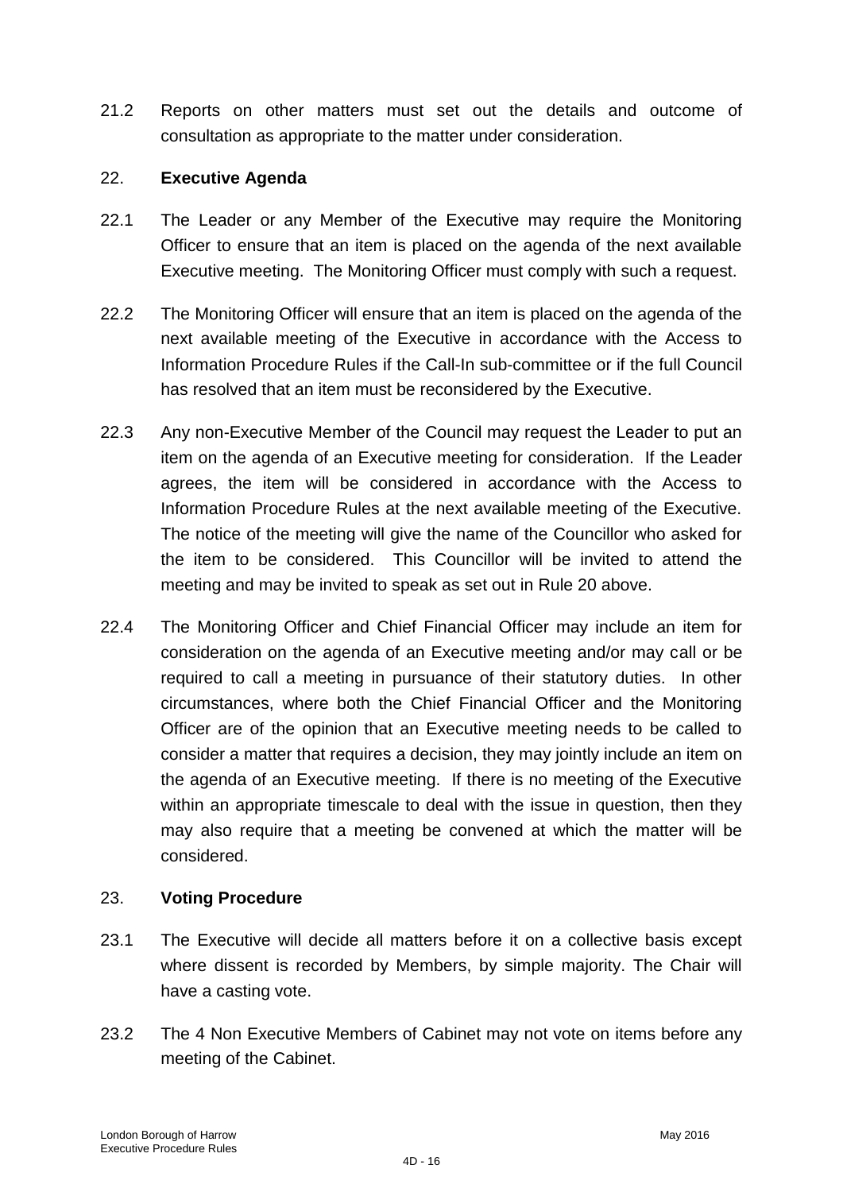21.2 Reports on other matters must set out the details and outcome of consultation as appropriate to the matter under consideration.

## 22. **Executive Agenda**

22.1 The Leader or any Member of the Executive may require the Monitoring Officer to ensure that an item is placed on the agenda of the next available Executive meeting. The Monitoring Officer must comply with such a request.

22.2 The Monitoring Officer will ensure that an item is placed on the agenda of the next available meeting of the Executive in accordance with the Access to Information Procedure Rules if the Call-In sub-committee or if the full Council has resolved that an item must be reconsidered by the Executive.

22.3 Any non-Executive Member of the Council may request the Leader to put an item on the agenda of an Executive meeting for consideration. If the Leader agrees, the item will be considered in accordance with the Access to Information Procedure Rules at the next available meeting of the Executive. The notice of the meeting will give the name of the Councillor who asked for the item to be considered. This Councillor will be invited to attend the meeting and may be invited to speak as set out in Rule 20 above.

22.4 The Monitoring Officer and Chief Financial Officer may include an item for consideration on the agenda of an Executive meeting and/or may call or be required to call a meeting in pursuance of their statutory duties. In other circumstances, where both the Chief Financial Officer and the Monitoring Officer are of the opinion that an Executive meeting needs to be called to consider a matter that requires a decision, they may jointly include an item on the agenda of an Executive meeting. If there is no meeting of the Executive within an appropriate timescale to deal with the issue in question, then they may also require that a meeting be convened at which the matter will be considered.

## 23. **Voting Procedure**

23.1 The Executive will decide all matters before it on a collective basis except where dissent is recorded by Members, by simple majority. The Chair will have a casting vote.

23.2 The 4 Non Executive Members of Cabinet may not vote on items before any meeting of the Cabinet.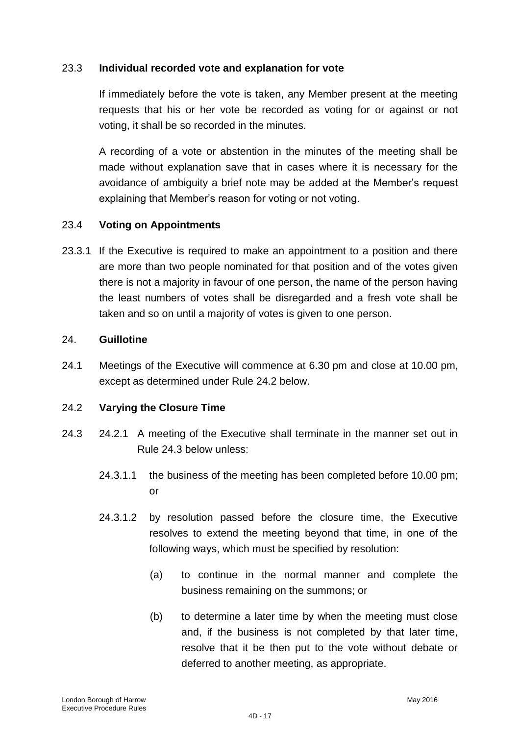23.3 **Individual recorded vote and explanation for vote**

If immediately before the vote is taken, any Member present at the meeting requests that his or her vote be recorded as voting for or against or not voting, it shall be so recorded in the minutes.

A recording of a vote or abstention in the minutes of the meeting shall be made without explanation save that in cases where it is necessary for the avoidance of ambiguity a brief note may be added at the Member's request explaining that Member's reason for voting or not voting.

23.4 **Voting on Appointments**

23.3.1 If the Executive is required to make an appointment to a position and there are more than two people nominated for that position and of the votes given there is not a majority in favour of one person, the name of the person having the least numbers of votes shall be disregarded and a fresh vote shall be taken and so on until a majority of votes is given to one person.

24. **Guillotine**

24.1 Meetings of the Executive will commence at 6.30 pm and close at 10.00 pm, except as determined under Rule 24.2 below.

24.2 **Varying the Closure Time**

24.3 24.2.1 A meeting of the Executive shall terminate in the manner set out in Rule 24.3 below unless:

24.3.1.1 the business of the meeting has been completed before 10.00 pm; or

24.3.1.2 by resolution passed before the closure time, the Executive resolves to extend the meeting beyond that time, in one of the following ways, which must be specified by resolution:

(a) to continue in the normal manner and complete the business remaining on the summons; or

(b) to determine a later time by when the meeting must close and, if the business is not completed by that later time, resolve that it be then put to the vote without debate or deferred to another meeting, as appropriate.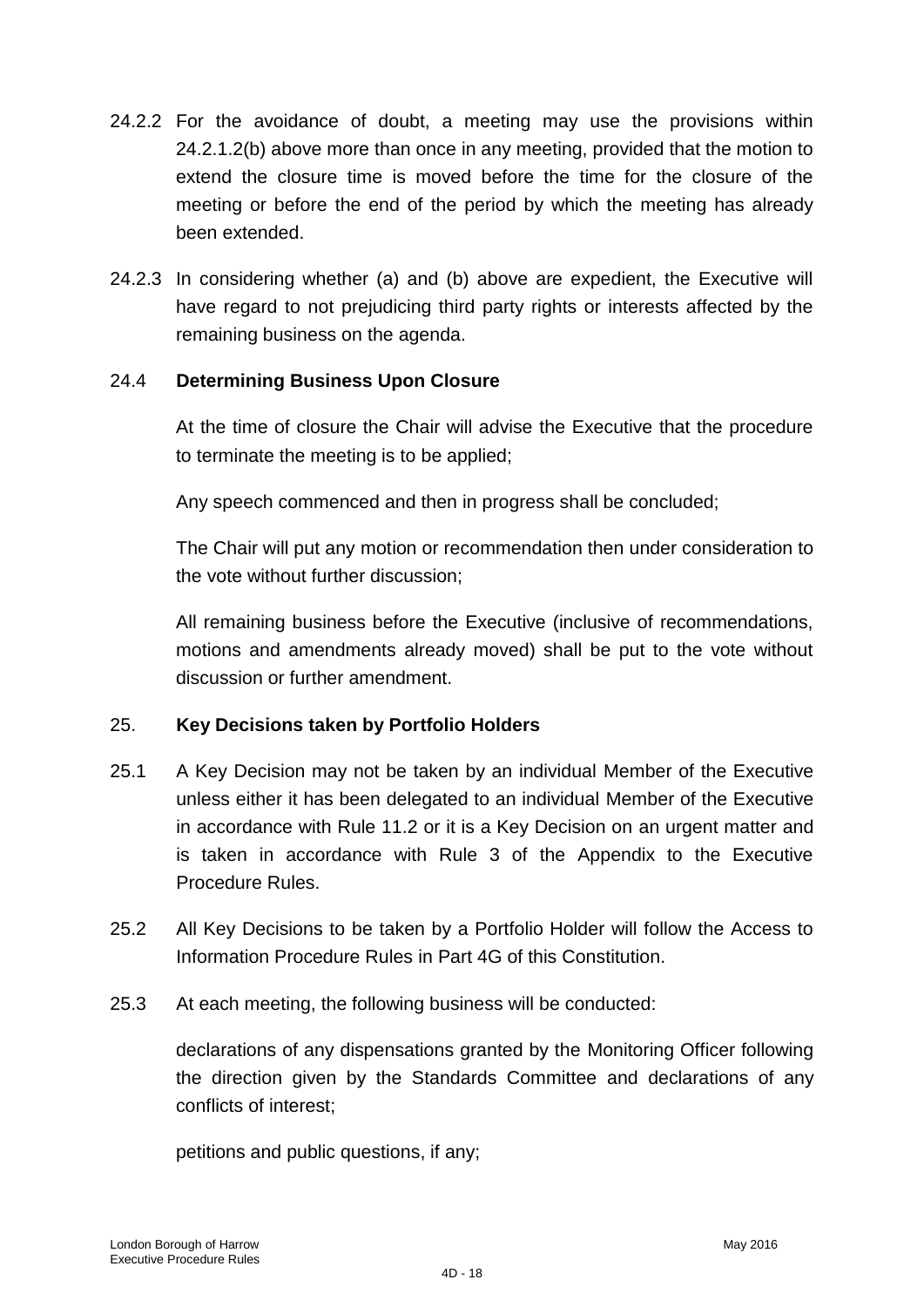24.2.2 For the avoidance of doubt, a meeting may use the provisions within 24.2.1.2(b) above more than once in any meeting, provided that the motion to extend the closure time is moved before the time for the closure of the meeting or before the end of the period by which the meeting has already been extended.

24.2.3 In considering whether (a) and (b) above are expedient, the Executive will have regard to not prejudicing third party rights or interests affected by the remaining business on the agenda.

### 24.4 Determining Business Upon Closure

At the time of closure the Chair will advise the Executive that the procedure to terminate the meeting is to be applied;

Any speech commenced and then in progress shall be concluded;

The Chair will put any motion or recommendation then under consideration to the vote without further discussion;

All remaining business before the Executive (inclusive of recommendations, motions and amendments already moved) shall be put to the vote without discussion or further amendment.

## 25. Key Decisions taken by Portfolio Holders

25.1 A Key Decision may not be taken by an individual Member of the Executive unless either it has been delegated to an individual Member of the Executive in accordance with Rule 11.2 or it is a Key Decision on an urgent matter and is taken in accordance with Rule 3 of the Appendix to the Executive Procedure Rules.

25.2 All Key Decisions to be taken by a Portfolio Holder will follow the Access to Information Procedure Rules in Part 4G of this Constitution.

25.3 At each meeting, the following business will be conducted:

declarations of any dispensations granted by the Monitoring Officer following the direction given by the Standards Committee and declarations of any conflicts of interest;

petitions and public questions, if any;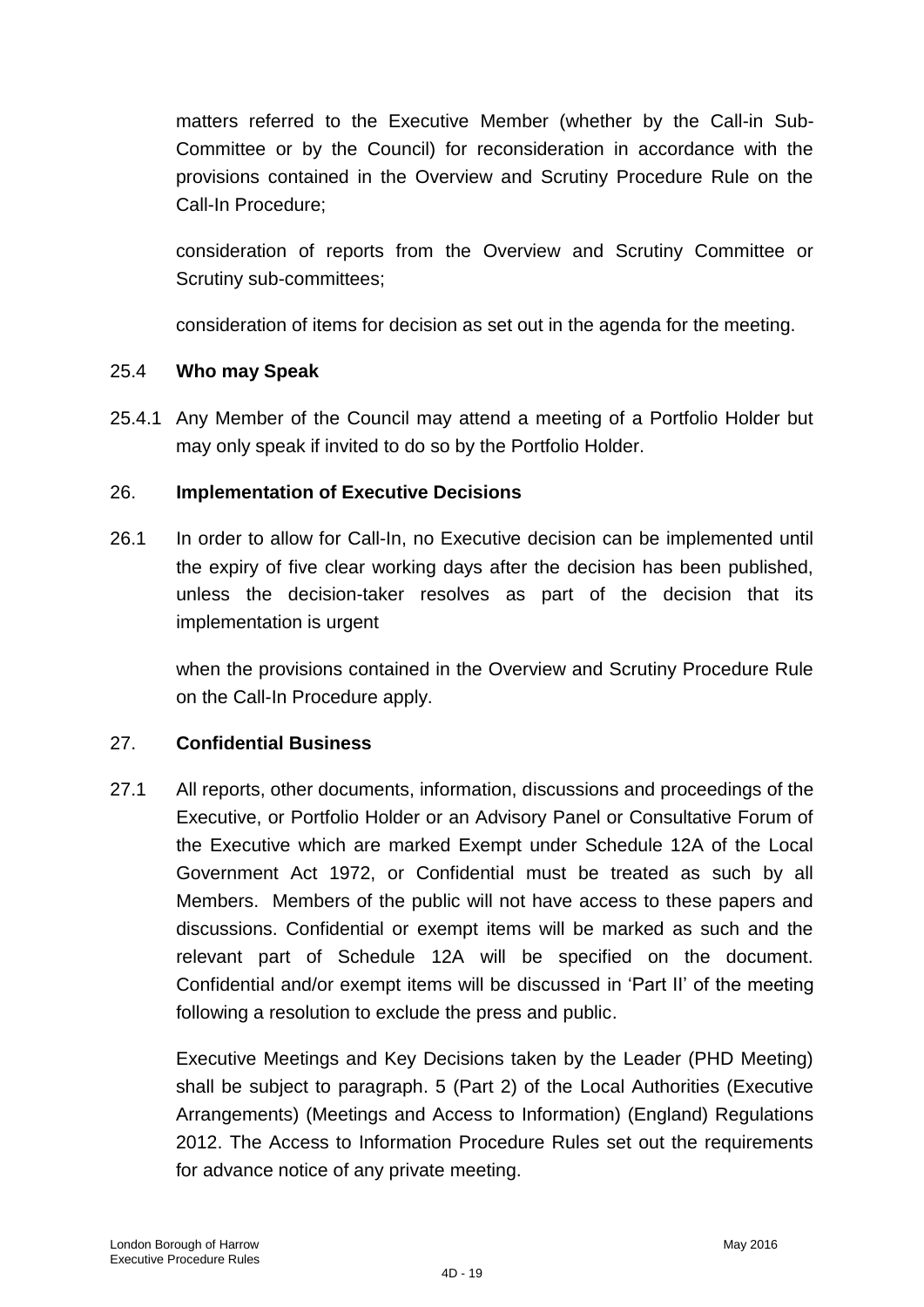matters referred to the Executive Member (whether by the Call-in Sub-Committee or by the Council) for reconsideration in accordance with the provisions contained in the Overview and Scrutiny Procedure Rule on the Call-In Procedure;

consideration of reports from the Overview and Scrutiny Committee or Scrutiny sub-committees;

consideration of items for decision as set out in the agenda for the meeting.

25.4 **Who may Speak**

25.4.1 Any Member of the Council may attend a meeting of a Portfolio Holder but may only speak if invited to do so by the Portfolio Holder.

26. **Implementation of Executive Decisions**

26.1 In order to allow for Call-In, no Executive decision can be implemented until the expiry of five clear working days after the decision has been published, unless the decision-taker resolves as part of the decision that its implementation is urgent

when the provisions contained in the Overview and Scrutiny Procedure Rule on the Call-In Procedure apply.

27. **Confidential Business**

27.1 All reports, other documents, information, discussions and proceedings of the Executive, or Portfolio Holder or an Advisory Panel or Consultative Forum of the Executive which are marked Exempt under Schedule 12A of the Local Government Act 1972, or Confidential must be treated as such by all Members. Members of the public will not have access to these papers and discussions. Confidential or exempt items will be marked as such and the relevant part of Schedule 12A will be specified on the document. Confidential and/or exempt items will be discussed in 'Part II' of the meeting following a resolution to exclude the press and public.

Executive Meetings and Key Decisions taken by the Leader (PHD Meeting) shall be subject to paragraph. 5 (Part 2) of the Local Authorities (Executive Arrangements) (Meetings and Access to Information) (England) Regulations 2012. The Access to Information Procedure Rules set out the requirements for advance notice of any private meeting.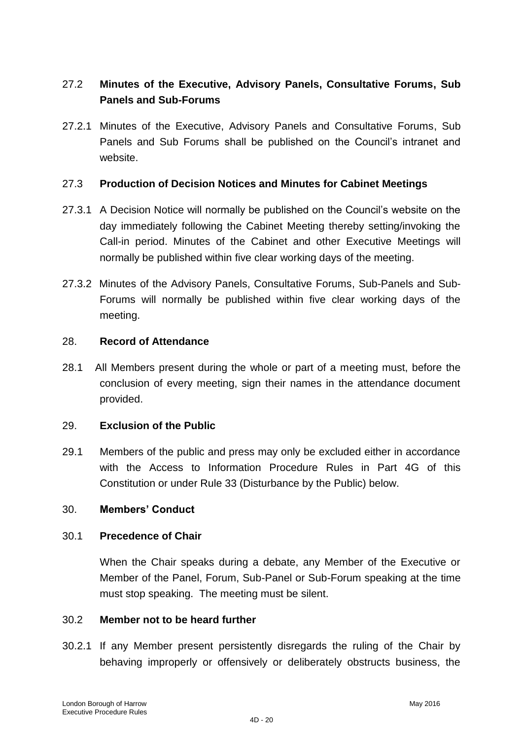### 27.2 Minutes of the Executive, Advisory Panels, Consultative Forums, Sub Panels and Sub-Forums

27.2.1 Minutes of the Executive, Advisory Panels and Consultative Forums, Sub Panels and Sub Forums shall be published on the Council's intranet and website.

### 27.3 Production of Decision Notices and Minutes for Cabinet Meetings

27.3.1 A Decision Notice will normally be published on the Council's website on the day immediately following the Cabinet Meeting thereby setting/invoking the Call-in period. Minutes of the Cabinet and other Executive Meetings will normally be published within five clear working days of the meeting.

27.3.2 Minutes of the Advisory Panels, Consultative Forums, Sub-Panels and Sub-Forums will normally be published within five clear working days of the meeting.

## 28. Record of Attendance

28.1 All Members present during the whole or part of a meeting must, before the conclusion of every meeting, sign their names in the attendance document provided.

## 29. Exclusion of the Public

29.1 Members of the public and press may only be excluded either in accordance with the Access to Information Procedure Rules in Part 4G of this Constitution or under Rule 33 (Disturbance by the Public) below.

## 30. Members' Conduct

### 30.1 Precedence of Chair

When the Chair speaks during a debate, any Member of the Executive or Member of the Panel, Forum, Sub-Panel or Sub-Forum speaking at the time must stop speaking. The meeting must be silent.

### 30.2 Member not to be heard further

30.2.1 If any Member present persistently disregards the ruling of the Chair by behaving improperly or offensively or deliberately obstructs business, the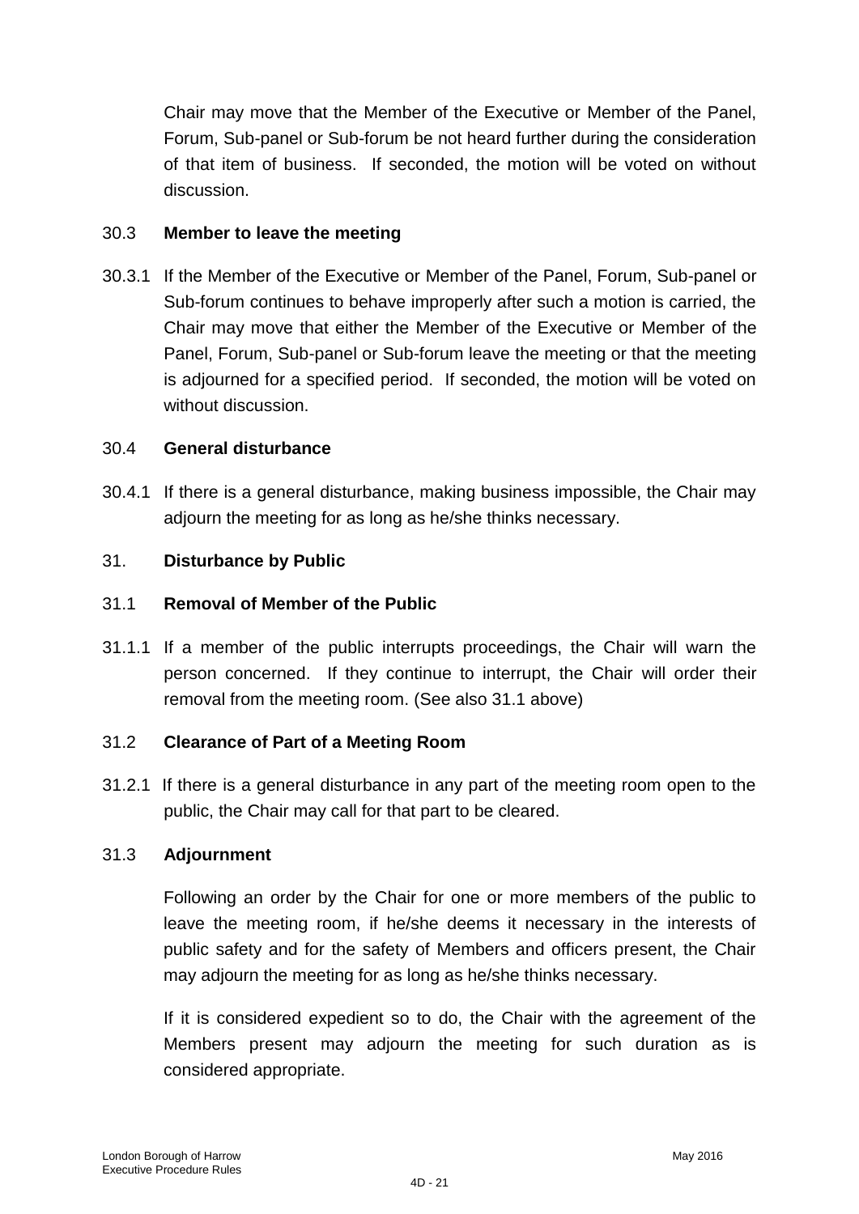Chair may move that the Member of the Executive or Member of the Panel, Forum, Sub-panel or Sub-forum be not heard further during the consideration of that item of business. If seconded, the motion will be voted on without discussion.

30.3 **Member to leave the meeting**

30.3.1 If the Member of the Executive or Member of the Panel, Forum, Sub-panel or Sub-forum continues to behave improperly after such a motion is carried, the Chair may move that either the Member of the Executive or Member of the Panel, Forum, Sub-panel or Sub-forum leave the meeting or that the meeting is adjourned for a specified period. If seconded, the motion will be voted on without discussion.

30.4 **General disturbance**

30.4.1 If there is a general disturbance, making business impossible, the Chair may adjourn the meeting for as long as he/she thinks necessary.

31. **Disturbance by Public**

31.1 **Removal of Member of the Public**

31.1.1 If a member of the public interrupts proceedings, the Chair will warn the person concerned. If they continue to interrupt, the Chair will order their removal from the meeting room. (See also 31.1 above)

31.2 **Clearance of Part of a Meeting Room**

31.2.1 If there is a general disturbance in any part of the meeting room open to the public, the Chair may call for that part to be cleared.

31.3 **Adjournment**

Following an order by the Chair for one or more members of the public to leave the meeting room, if he/she deems it necessary in the interests of public safety and for the safety of Members and officers present, the Chair may adjourn the meeting for as long as he/she thinks necessary.

If it is considered expedient so to do, the Chair with the agreement of the Members present may adjourn the meeting for such duration as is considered appropriate.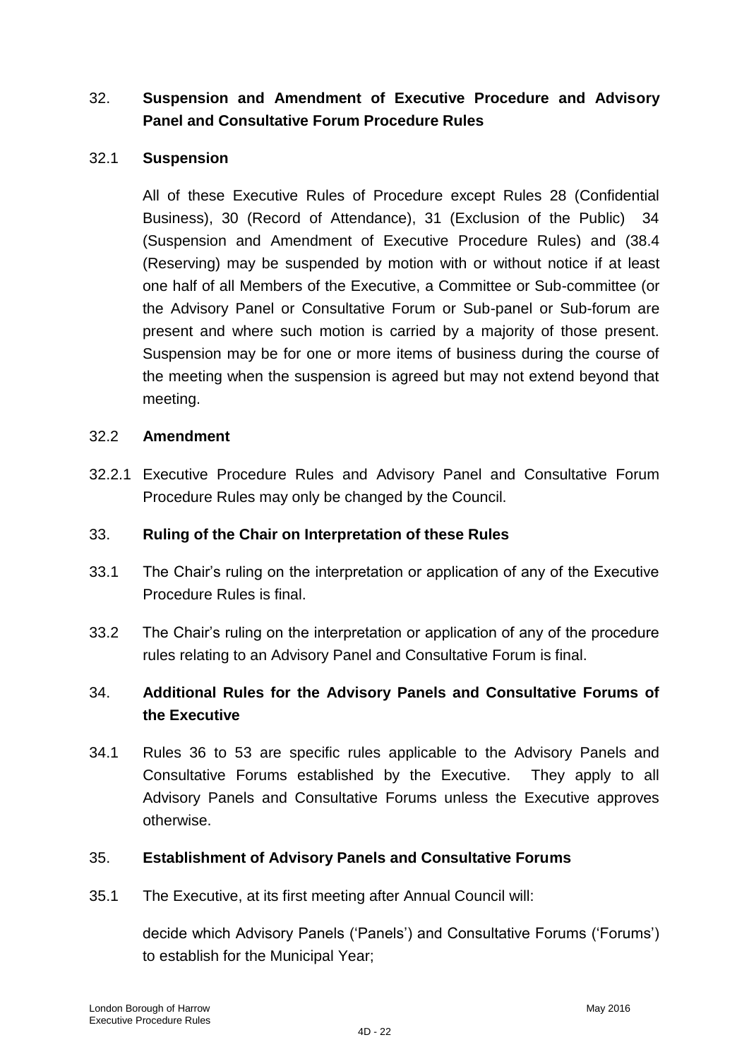## 32. **Suspension and Amendment of Executive Procedure and Advisory Panel and Consultative Forum Procedure Rules**

### 32.1 **Suspension**

All of these Executive Rules of Procedure except Rules 28 (Confidential Business), 30 (Record of Attendance), 31 (Exclusion of the Public) 34 (Suspension and Amendment of Executive Procedure Rules) and (38.4 (Reserving) may be suspended by motion with or without notice if at least one half of all Members of the Executive, a Committee or Sub-committee (or the Advisory Panel or Consultative Forum or Sub-panel or Sub-forum are present and where such motion is carried by a majority of those present. Suspension may be for one or more items of business during the course of the meeting when the suspension is agreed but may not extend beyond that meeting.

### 32.2 **Amendment**

32.2.1 Executive Procedure Rules and Advisory Panel and Consultative Forum Procedure Rules may only be changed by the Council.

## 33. **Ruling of the Chair on Interpretation of these Rules**

33.1 The Chair's ruling on the interpretation or application of any of the Executive Procedure Rules is final.

33.2 The Chair's ruling on the interpretation or application of any of the procedure rules relating to an Advisory Panel and Consultative Forum is final.

## 34. **Additional Rules for the Advisory Panels and Consultative Forums of the Executive**

34.1 Rules 36 to 53 are specific rules applicable to the Advisory Panels and Consultative Forums established by the Executive. They apply to all Advisory Panels and Consultative Forums unless the Executive approves otherwise.

## 35. **Establishment of Advisory Panels and Consultative Forums**

35.1 The Executive, at its first meeting after Annual Council will:

decide which Advisory Panels ('Panels') and Consultative Forums ('Forums') to establish for the Municipal Year;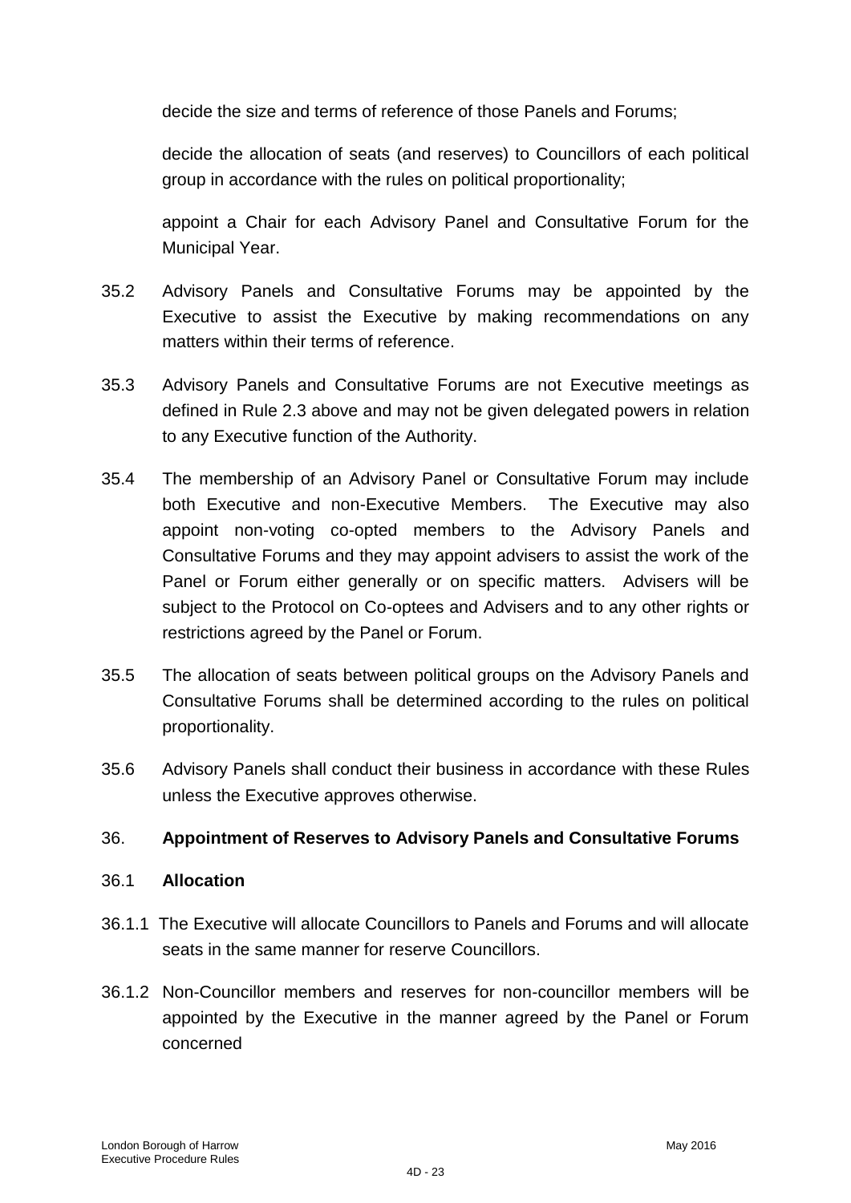decide the size and terms of reference of those Panels and Forums;

decide the allocation of seats (and reserves) to Councillors of each political group in accordance with the rules on political proportionality;

appoint a Chair for each Advisory Panel and Consultative Forum for the Municipal Year.

35.2 Advisory Panels and Consultative Forums may be appointed by the Executive to assist the Executive by making recommendations on any matters within their terms of reference.

35.3 Advisory Panels and Consultative Forums are not Executive meetings as defined in Rule 2.3 above and may not be given delegated powers in relation to any Executive function of the Authority.

35.4 The membership of an Advisory Panel or Consultative Forum may include both Executive and non-Executive Members. The Executive may also appoint non-voting co-opted members to the Advisory Panels and Consultative Forums and they may appoint advisers to assist the work of the Panel or Forum either generally or on specific matters. Advisers will be subject to the Protocol on Co-optees and Advisers and to any other rights or restrictions agreed by the Panel or Forum.

35.5 The allocation of seats between political groups on the Advisory Panels and Consultative Forums shall be determined according to the rules on political proportionality.

35.6 Advisory Panels shall conduct their business in accordance with these Rules unless the Executive approves otherwise.

## 36. Appointment of Reserves to Advisory Panels and Consultative Forums

### 36.1 Allocation

36.1.1 The Executive will allocate Councillors to Panels and Forums and will allocate seats in the same manner for reserve Councillors.

36.1.2 Non-Councillor members and reserves for non-councillor members will be appointed by the Executive in the manner agreed by the Panel or Forum concerned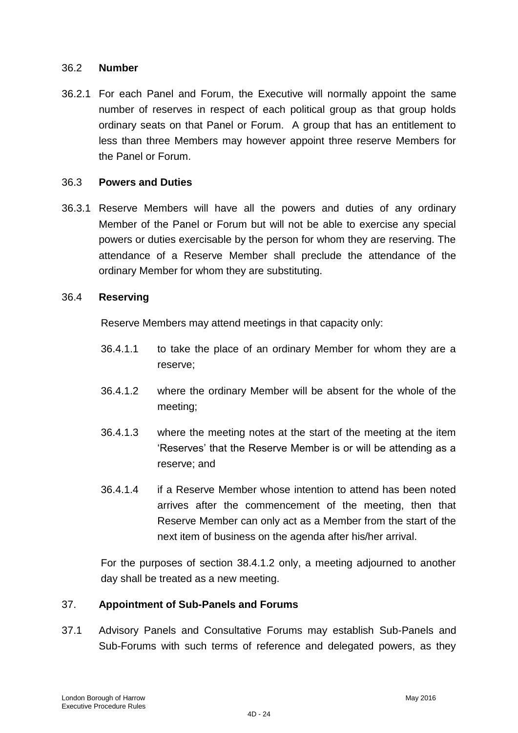### 36.2 **Number**

36.2.1 For each Panel and Forum, the Executive will normally appoint the same number of reserves in respect of each political group as that group holds ordinary seats on that Panel or Forum. A group that has an entitlement to less than three Members may however appoint three reserve Members for the Panel or Forum.

### 36.3 **Powers and Duties**

36.3.1 Reserve Members will have all the powers and duties of any ordinary Member of the Panel or Forum but will not be able to exercise any special powers or duties exercisable by the person for whom they are reserving. The attendance of a Reserve Member shall preclude the attendance of the ordinary Member for whom they are substituting.

### 36.4 **Reserving**

Reserve Members may attend meetings in that capacity only:

36.4.1.1 to take the place of an ordinary Member for whom they are a reserve;

36.4.1.2 where the ordinary Member will be absent for the whole of the meeting;

36.4.1.3 where the meeting notes at the start of the meeting at the item 'Reserves' that the Reserve Member is or will be attending as a reserve; and

36.4.1.4 if a Reserve Member whose intention to attend has been noted arrives after the commencement of the meeting, then that Reserve Member can only act as a Member from the start of the next item of business on the agenda after his/her arrival.

For the purposes of section 38.4.1.2 only, a meeting adjourned to another day shall be treated as a new meeting.

## 37. **Appointment of Sub-Panels and Forums**

37.1 Advisory Panels and Consultative Forums may establish Sub-Panels and Sub-Forums with such terms of reference and delegated powers, as they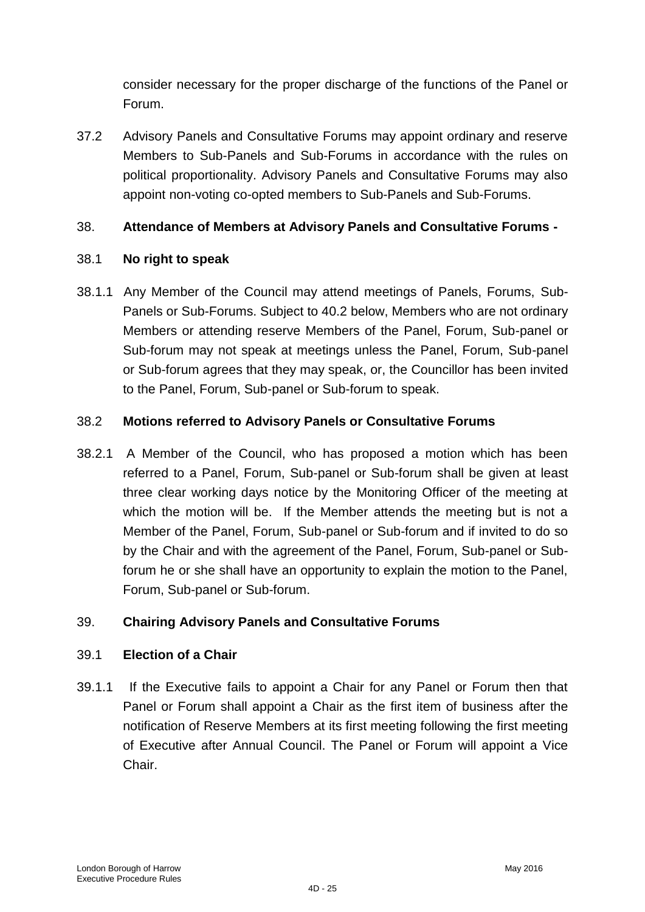consider necessary for the proper discharge of the functions of the Panel or Forum.

37.2 Advisory Panels and Consultative Forums may appoint ordinary and reserve Members to Sub-Panels and Sub-Forums in accordance with the rules on political proportionality. Advisory Panels and Consultative Forums may also appoint non-voting co-opted members to Sub-Panels and Sub-Forums.

38. **Attendance of Members at Advisory Panels and Consultative Forums -**

38.1 **No right to speak**

38.1.1 Any Member of the Council may attend meetings of Panels, Forums, Sub-Panels or Sub-Forums. Subject to 40.2 below, Members who are not ordinary Members or attending reserve Members of the Panel, Forum, Sub-panel or Sub-forum may not speak at meetings unless the Panel, Forum, Sub-panel or Sub-forum agrees that they may speak, or, the Councillor has been invited to the Panel, Forum, Sub-panel or Sub-forum to speak.

38.2 **Motions referred to Advisory Panels or Consultative Forums**

38.2.1 A Member of the Council, who has proposed a motion which has been referred to a Panel, Forum, Sub-panel or Sub-forum shall be given at least three clear working days notice by the Monitoring Officer of the meeting at which the motion will be. If the Member attends the meeting but is not a Member of the Panel, Forum, Sub-panel or Sub-forum and if invited to do so by the Chair and with the agreement of the Panel, Forum, Sub-panel or Sub-forum he or she shall have an opportunity to explain the motion to the Panel, Forum, Sub-panel or Sub-forum.

39. **Chairing Advisory Panels and Consultative Forums**

39.1 **Election of a Chair**

39.1.1 If the Executive fails to appoint a Chair for any Panel or Forum then that Panel or Forum shall appoint a Chair as the first item of business after the notification of Reserve Members at its first meeting following the first meeting of Executive after Annual Council. The Panel or Forum will appoint a Vice Chair.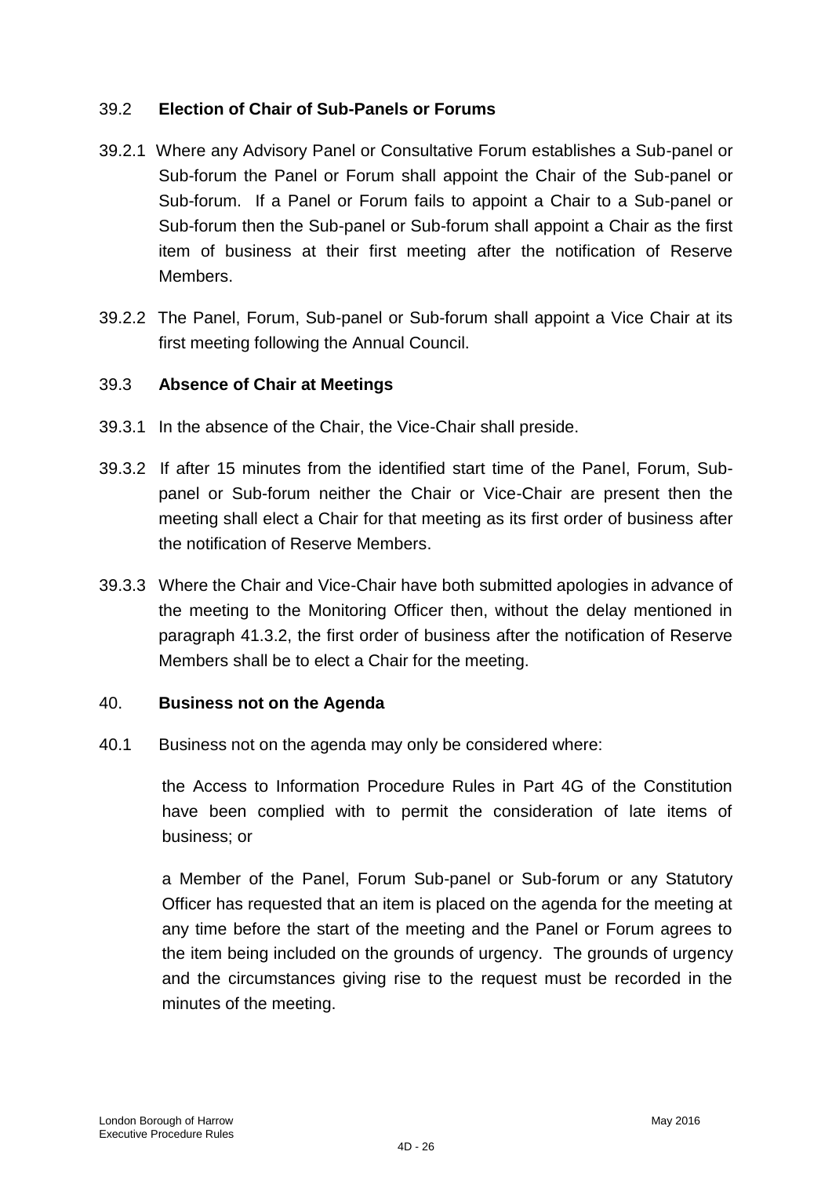### 39.2 **Election of Chair of Sub-Panels or Forums**

39.2.1 Where any Advisory Panel or Consultative Forum establishes a Sub-panel or Sub-forum the Panel or Forum shall appoint the Chair of the Sub-panel or Sub-forum. If a Panel or Forum fails to appoint a Chair to a Sub-panel or Sub-forum then the Sub-panel or Sub-forum shall appoint a Chair as the first item of business at their first meeting after the notification of Reserve Members.

39.2.2 The Panel, Forum, Sub-panel or Sub-forum shall appoint a Vice Chair at its first meeting following the Annual Council.

### 39.3 **Absence of Chair at Meetings**

39.3.1 In the absence of the Chair, the Vice-Chair shall preside.

39.3.2 If after 15 minutes from the identified start time of the Panel, Forum, Sub-panel or Sub-forum neither the Chair or Vice-Chair are present then the meeting shall elect a Chair for that meeting as its first order of business after the notification of Reserve Members.

39.3.3 Where the Chair and Vice-Chair have both submitted apologies in advance of the meeting to the Monitoring Officer then, without the delay mentioned in paragraph 41.3.2, the first order of business after the notification of Reserve Members shall be to elect a Chair for the meeting.

## 40. **Business not on the Agenda**

40.1 Business not on the agenda may only be considered where:

the Access to Information Procedure Rules in Part 4G of the Constitution have been complied with to permit the consideration of late items of business; or

a Member of the Panel, Forum Sub-panel or Sub-forum or any Statutory Officer has requested that an item is placed on the agenda for the meeting at any time before the start of the meeting and the Panel or Forum agrees to the item being included on the grounds of urgency. The grounds of urgency and the circumstances giving rise to the request must be recorded in the minutes of the meeting.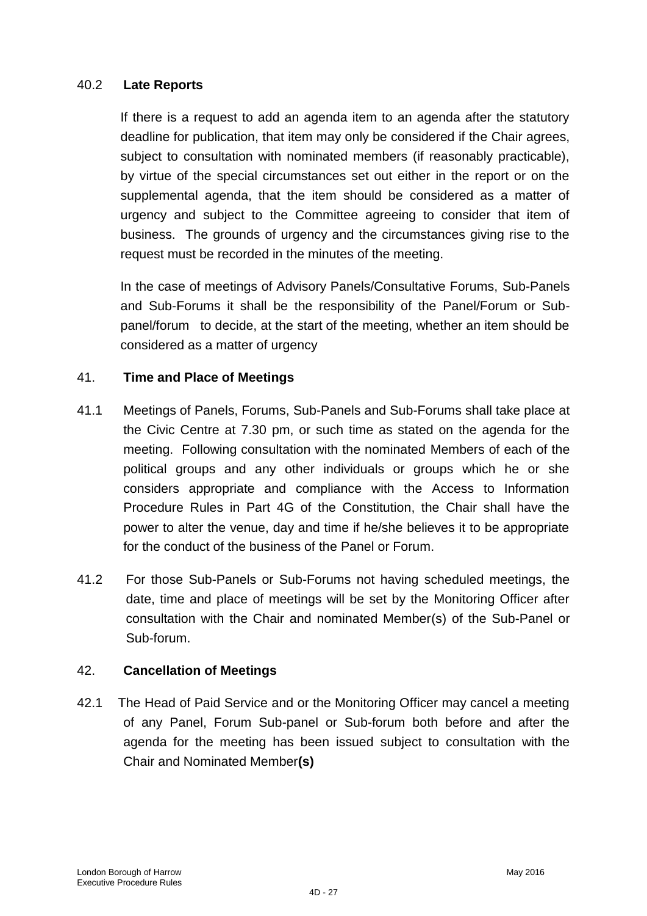### 40.2 Late Reports

If there is a request to add an agenda item to an agenda after the statutory deadline for publication, that item may only be considered if the Chair agrees, subject to consultation with nominated members (if reasonably practicable), by virtue of the special circumstances set out either in the report or on the supplemental agenda, that the item should be considered as a matter of urgency and subject to the Committee agreeing to consider that item of business. The grounds of urgency and the circumstances giving rise to the request must be recorded in the minutes of the meeting.

In the case of meetings of Advisory Panels/Consultative Forums, Sub-Panels and Sub-Forums it shall be the responsibility of the Panel/Forum or Sub-panel/forum to decide, at the start of the meeting, whether an item should be considered as a matter of urgency

### 41. Time and Place of Meetings

41.1 Meetings of Panels, Forums, Sub-Panels and Sub-Forums shall take place at the Civic Centre at 7.30 pm, or such time as stated on the agenda for the meeting. Following consultation with the nominated Members of each of the political groups and any other individuals or groups which he or she considers appropriate and compliance with the Access to Information Procedure Rules in Part 4G of the Constitution, the Chair shall have the power to alter the venue, day and time if he/she believes it to be appropriate for the conduct of the business of the Panel or Forum.

41.2 For those Sub-Panels or Sub-Forums not having scheduled meetings, the date, time and place of meetings will be set by the Monitoring Officer after consultation with the Chair and nominated Member(s) of the Sub-Panel or Sub-forum.

### 42. Cancellation of Meetings

42.1 The Head of Paid Service and or the Monitoring Officer may cancel a meeting of any Panel, Forum Sub-panel or Sub-forum both before and after the agenda for the meeting has been issued subject to consultation with the Chair and Nominated Member**(s)**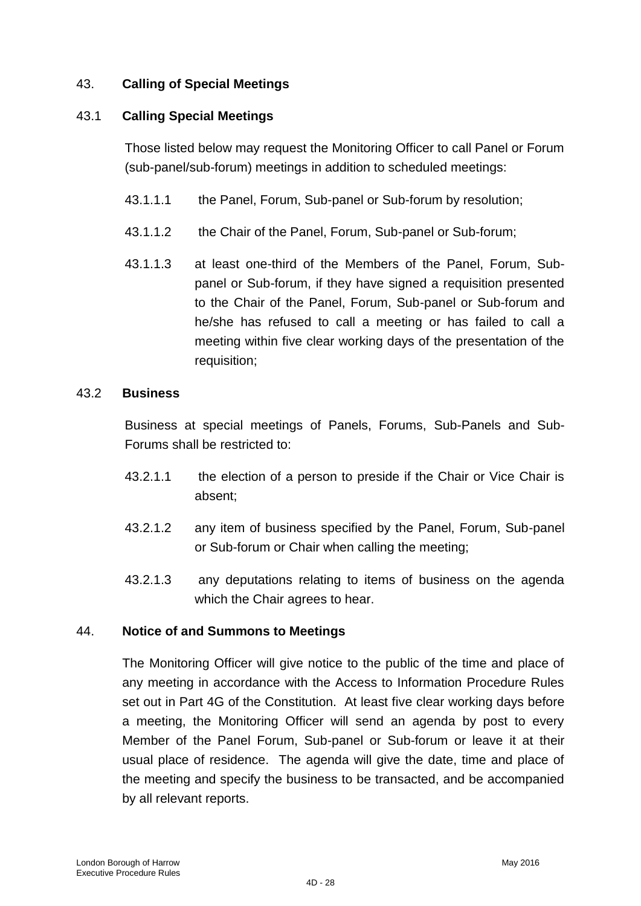## 43. **Calling of Special Meetings**

### 43.1 **Calling Special Meetings**

Those listed below may request the Monitoring Officer to call Panel or Forum (sub-panel/sub-forum) meetings in addition to scheduled meetings:

43.1.1.1 the Panel, Forum, Sub-panel or Sub-forum by resolution;

43.1.1.2 the Chair of the Panel, Forum, Sub-panel or Sub-forum;

43.1.1.3 at least one-third of the Members of the Panel, Forum, Sub-panel or Sub-forum, if they have signed a requisition presented to the Chair of the Panel, Forum, Sub-panel or Sub-forum and he/she has refused to call a meeting or has failed to call a meeting within five clear working days of the presentation of the requisition;

### 43.2 **Business**

Business at special meetings of Panels, Forums, Sub-Panels and Sub-Forums shall be restricted to:

43.2.1.1 the election of a person to preside if the Chair or Vice Chair is absent;

43.2.1.2 any item of business specified by the Panel, Forum, Sub-panel or Sub-forum or Chair when calling the meeting;

43.2.1.3 any deputations relating to items of business on the agenda which the Chair agrees to hear.

## 44. **Notice of and Summons to Meetings**

The Monitoring Officer will give notice to the public of the time and place of any meeting in accordance with the Access to Information Procedure Rules set out in Part 4G of the Constitution. At least five clear working days before a meeting, the Monitoring Officer will send an agenda by post to every Member of the Panel Forum, Sub-panel or Sub-forum or leave it at their usual place of residence. The agenda will give the date, time and place of the meeting and specify the business to be transacted, and be accompanied by all relevant reports.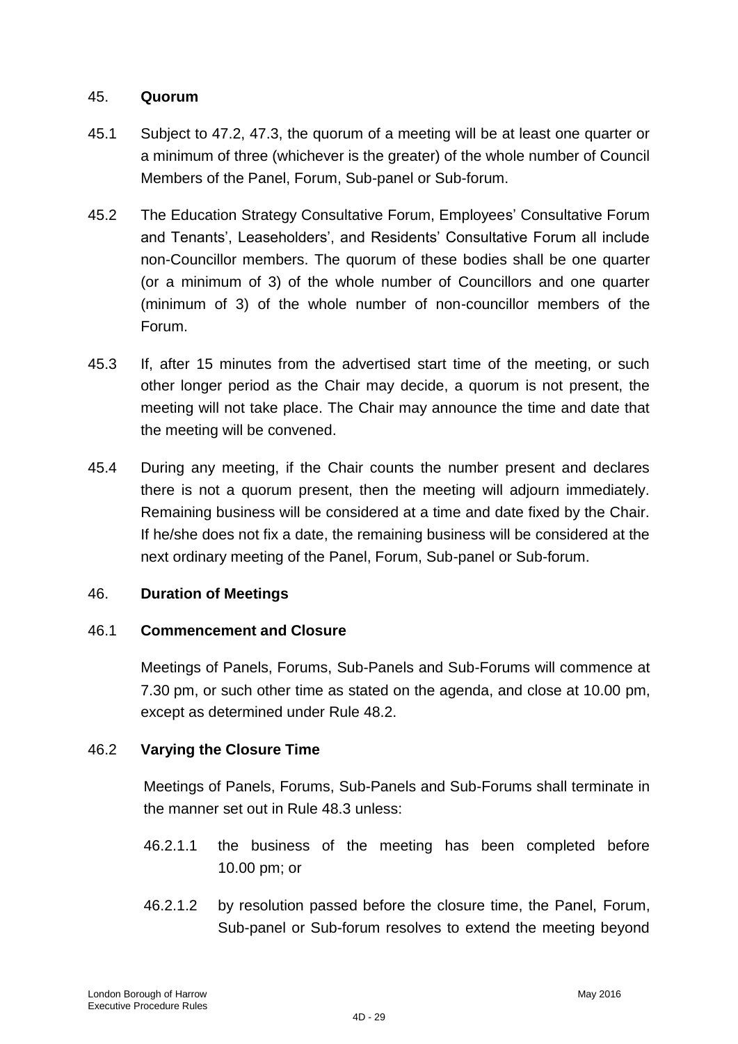## 45. **Quorum**

45.1 Subject to 47.2, 47.3, the quorum of a meeting will be at least one quarter or a minimum of three (whichever is the greater) of the whole number of Council Members of the Panel, Forum, Sub-panel or Sub-forum.

45.2 The Education Strategy Consultative Forum, Employees' Consultative Forum and Tenants', Leaseholders', and Residents' Consultative Forum all include non-Councillor members. The quorum of these bodies shall be one quarter (or a minimum of 3) of the whole number of Councillors and one quarter (minimum of 3) of the whole number of non-councillor members of the Forum.

45.3 If, after 15 minutes from the advertised start time of the meeting, or such other longer period as the Chair may decide, a quorum is not present, the meeting will not take place. The Chair may announce the time and date that the meeting will be convened.

45.4 During any meeting, if the Chair counts the number present and declares there is not a quorum present, then the meeting will adjourn immediately. Remaining business will be considered at a time and date fixed by the Chair. If he/she does not fix a date, the remaining business will be considered at the next ordinary meeting of the Panel, Forum, Sub-panel or Sub-forum.

## 46. **Duration of Meetings**

### 46.1 **Commencement and Closure**

Meetings of Panels, Forums, Sub-Panels and Sub-Forums will commence at 7.30 pm, or such other time as stated on the agenda, and close at 10.00 pm, except as determined under Rule 48.2.

### 46.2 **Varying the Closure Time**

Meetings of Panels, Forums, Sub-Panels and Sub-Forums shall terminate in the manner set out in Rule 48.3 unless:

46.2.1.1 the business of the meeting has been completed before 10.00 pm; or

46.2.1.2 by resolution passed before the closure time, the Panel, Forum, Sub-panel or Sub-forum resolves to extend the meeting beyond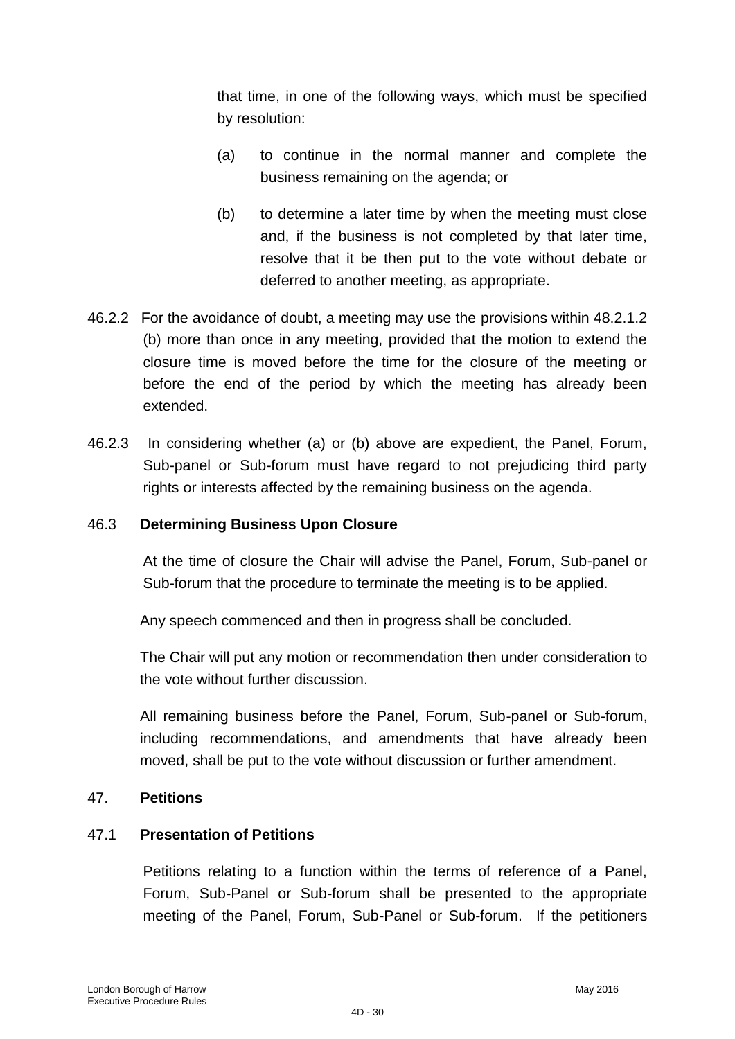that time, in one of the following ways, which must be specified by resolution:

(a) to continue in the normal manner and complete the business remaining on the agenda; or

(b) to determine a later time by when the meeting must close and, if the business is not completed by that later time, resolve that it be then put to the vote without debate or deferred to another meeting, as appropriate.

46.2.2 For the avoidance of doubt, a meeting may use the provisions within 48.2.1.2 (b) more than once in any meeting, provided that the motion to extend the closure time is moved before the time for the closure of the meeting or before the end of the period by which the meeting has already been extended.

46.2.3 In considering whether (a) or (b) above are expedient, the Panel, Forum, Sub-panel or Sub-forum must have regard to not prejudicing third party rights or interests affected by the remaining business on the agenda.

### 46.3 Determining Business Upon Closure

At the time of closure the Chair will advise the Panel, Forum, Sub-panel or Sub-forum that the procedure to terminate the meeting is to be applied.

Any speech commenced and then in progress shall be concluded.

The Chair will put any motion or recommendation then under consideration to the vote without further discussion.

All remaining business before the Panel, Forum, Sub-panel or Sub-forum, including recommendations, and amendments that have already been moved, shall be put to the vote without discussion or further amendment.

## 47. Petitions

### 47.1 Presentation of Petitions

Petitions relating to a function within the terms of reference of a Panel, Forum, Sub-Panel or Sub-forum shall be presented to the appropriate meeting of the Panel, Forum, Sub-Panel or Sub-forum. If the petitioners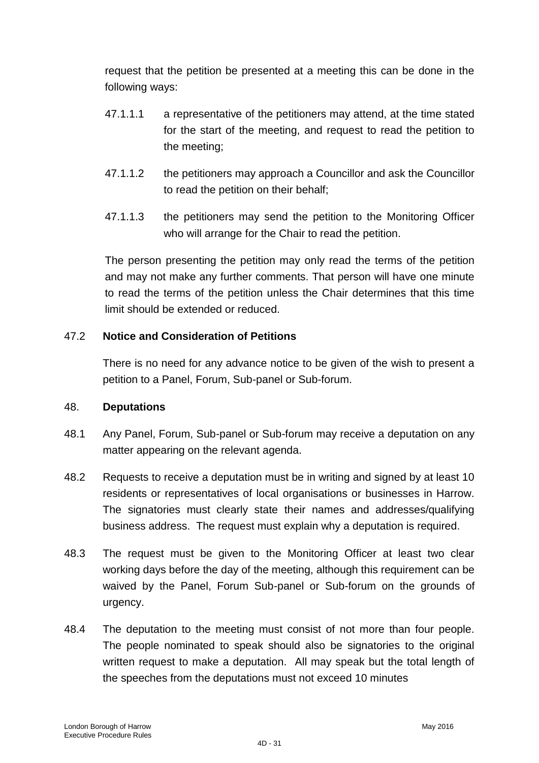request that the petition be presented at a meeting this can be done in the following ways:

47.1.1.1 a representative of the petitioners may attend, at the time stated for the start of the meeting, and request to read the petition to the meeting;

47.1.1.2 the petitioners may approach a Councillor and ask the Councillor to read the petition on their behalf;

47.1.1.3 the petitioners may send the petition to the Monitoring Officer who will arrange for the Chair to read the petition.

The person presenting the petition may only read the terms of the petition and may not make any further comments. That person will have one minute to read the terms of the petition unless the Chair determines that this time limit should be extended or reduced.

47.2 **Notice and Consideration of Petitions**

There is no need for any advance notice to be given of the wish to present a petition to a Panel, Forum, Sub-panel or Sub-forum.

48. **Deputations**

48.1 Any Panel, Forum, Sub-panel or Sub-forum may receive a deputation on any matter appearing on the relevant agenda.

48.2 Requests to receive a deputation must be in writing and signed by at least 10 residents or representatives of local organisations or businesses in Harrow. The signatories must clearly state their names and addresses/qualifying business address. The request must explain why a deputation is required.

48.3 The request must be given to the Monitoring Officer at least two clear working days before the day of the meeting, although this requirement can be waived by the Panel, Forum Sub-panel or Sub-forum on the grounds of urgency.

48.4 The deputation to the meeting must consist of not more than four people. The people nominated to speak should also be signatories to the original written request to make a deputation. All may speak but the total length of the speeches from the deputations must not exceed 10 minutes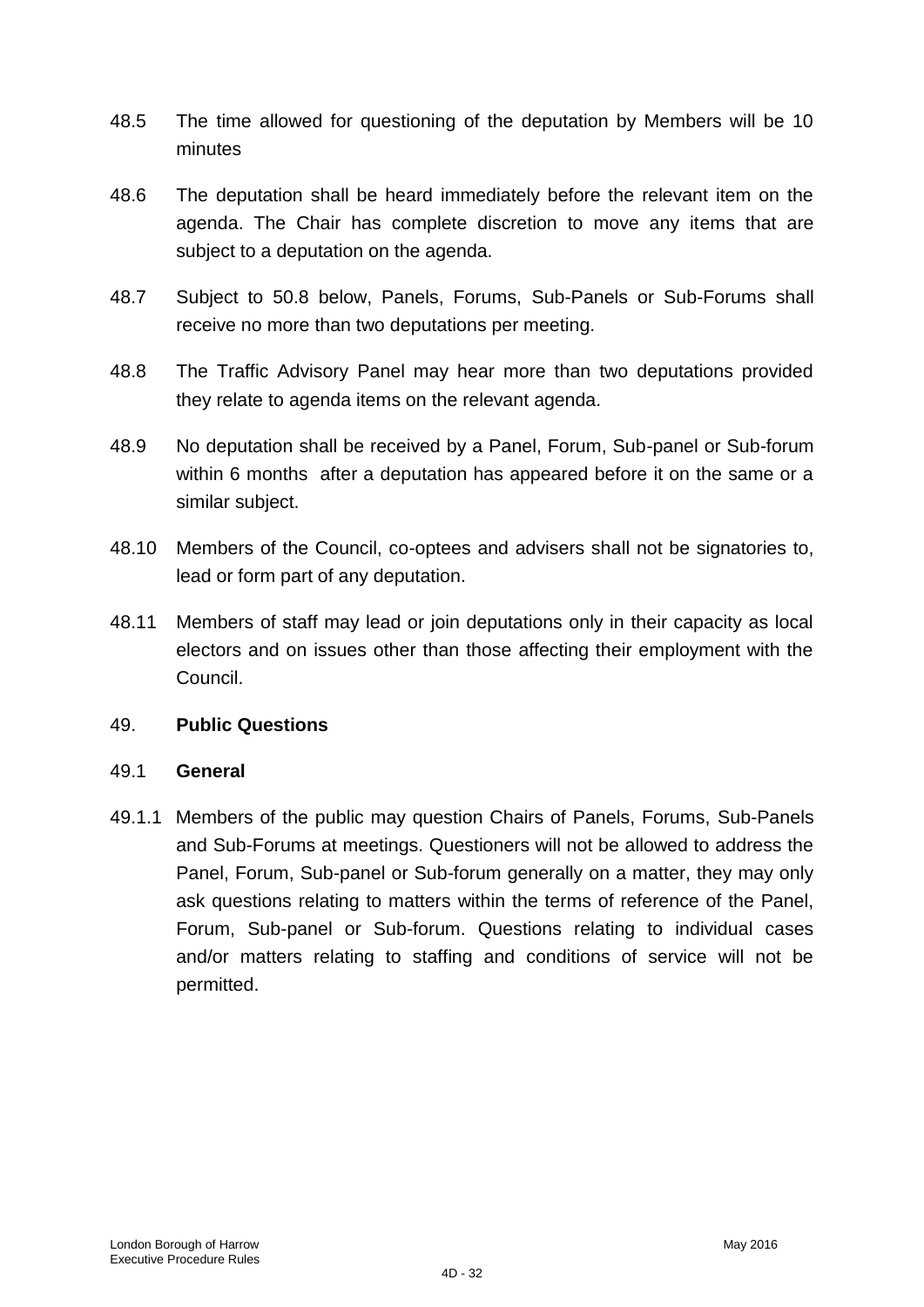48.5 The time allowed for questioning of the deputation by Members will be 10 minutes

48.6 The deputation shall be heard immediately before the relevant item on the agenda. The Chair has complete discretion to move any items that are subject to a deputation on the agenda.

48.7 Subject to 50.8 below, Panels, Forums, Sub-Panels or Sub-Forums shall receive no more than two deputations per meeting.

48.8 The Traffic Advisory Panel may hear more than two deputations provided they relate to agenda items on the relevant agenda.

48.9 No deputation shall be received by a Panel, Forum, Sub-panel or Sub-forum within 6 months after a deputation has appeared before it on the same or a similar subject.

48.10 Members of the Council, co-optees and advisers shall not be signatories to, lead or form part of any deputation.

48.11 Members of staff may lead or join deputations only in their capacity as local electors and on issues other than those affecting their employment with the Council.

## 49. **Public Questions**

### 49.1 **General**

49.1.1 Members of the public may question Chairs of Panels, Forums, Sub-Panels and Sub-Forums at meetings. Questioners will not be allowed to address the Panel, Forum, Sub-panel or Sub-forum generally on a matter, they may only ask questions relating to matters within the terms of reference of the Panel, Forum, Sub-panel or Sub-forum. Questions relating to individual cases and/or matters relating to staffing and conditions of service will not be permitted.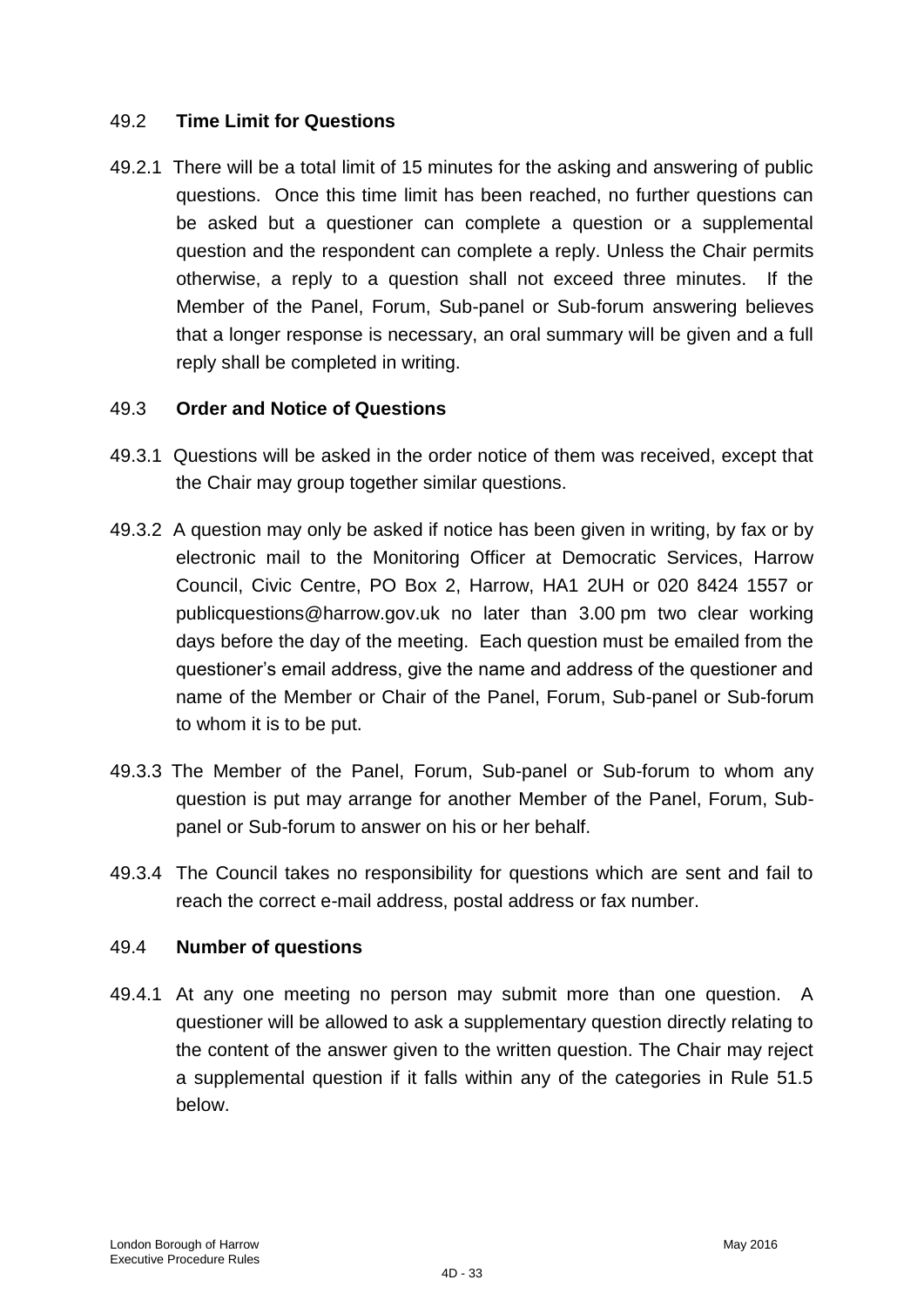### 49.2 **Time Limit for Questions**

49.2.1 There will be a total limit of 15 minutes for the asking and answering of public questions. Once this time limit has been reached, no further questions can be asked but a questioner can complete a question or a supplemental question and the respondent can complete a reply. Unless the Chair permits otherwise, a reply to a question shall not exceed three minutes. If the Member of the Panel, Forum, Sub-panel or Sub-forum answering believes that a longer response is necessary, an oral summary will be given and a full reply shall be completed in writing.

### 49.3 **Order and Notice of Questions**

49.3.1 Questions will be asked in the order notice of them was received, except that the Chair may group together similar questions.

49.3.2 A question may only be asked if notice has been given in writing, by fax or by electronic mail to the Monitoring Officer at Democratic Services, Harrow Council, Civic Centre, PO Box 2, Harrow, HA1 2UH or 020 8424 1557 or publicquestions@harrow.gov.uk no later than 3.00 pm two clear working days before the day of the meeting. Each question must be emailed from the questioner's email address, give the name and address of the questioner and name of the Member or Chair of the Panel, Forum, Sub-panel or Sub-forum to whom it is to be put.

49.3.3 The Member of the Panel, Forum, Sub-panel or Sub-forum to whom any question is put may arrange for another Member of the Panel, Forum, Sub-panel or Sub-forum to answer on his or her behalf.

49.3.4 The Council takes no responsibility for questions which are sent and fail to reach the correct e-mail address, postal address or fax number.

### 49.4 **Number of questions**

49.4.1 At any one meeting no person may submit more than one question. A questioner will be allowed to ask a supplementary question directly relating to the content of the answer given to the written question. The Chair may reject a supplemental question if it falls within any of the categories in Rule 51.5 below.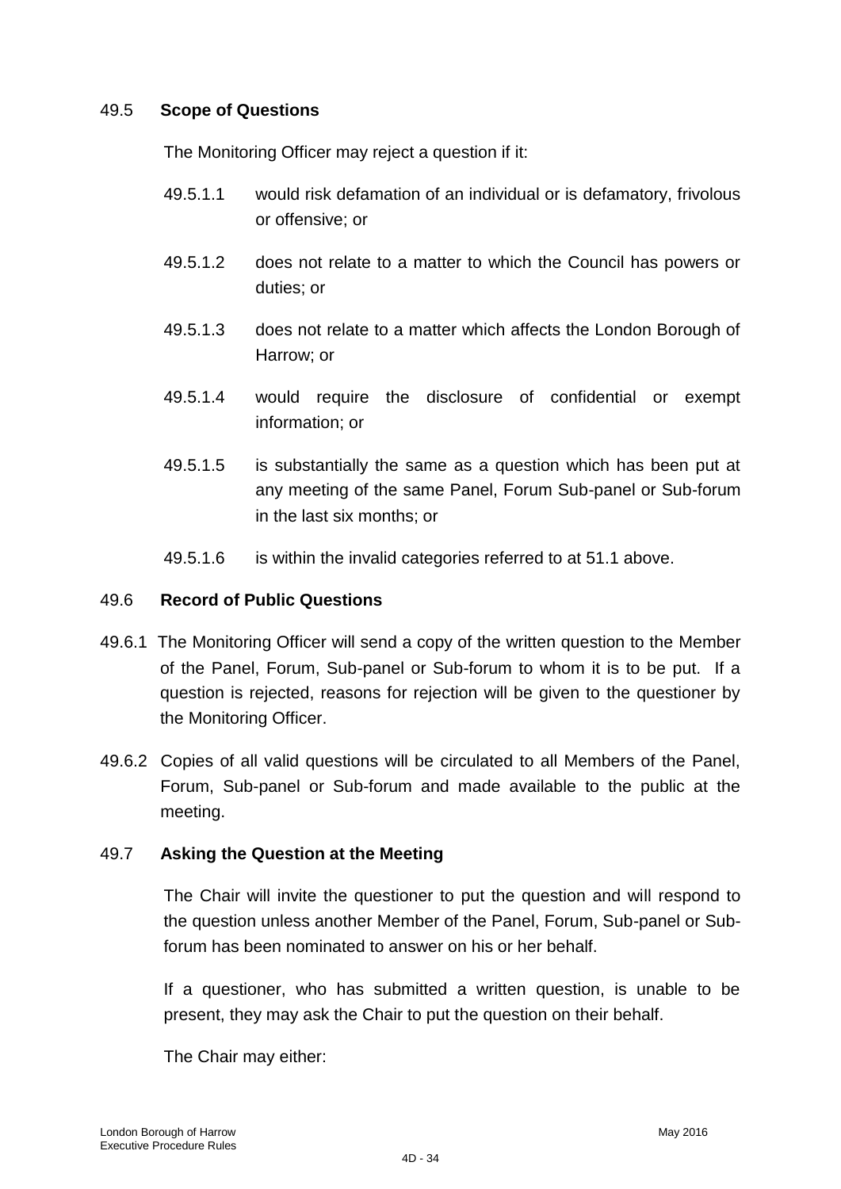### 49.5 **Scope of Questions**

The Monitoring Officer may reject a question if it:

49.5.1.1 would risk defamation of an individual or is defamatory, frivolous or offensive; or

49.5.1.2 does not relate to a matter to which the Council has powers or duties; or

49.5.1.3 does not relate to a matter which affects the London Borough of Harrow; or

49.5.1.4 would require the disclosure of confidential or exempt information; or

49.5.1.5 is substantially the same as a question which has been put at any meeting of the same Panel, Forum Sub-panel or Sub-forum in the last six months; or

49.5.1.6 is within the invalid categories referred to at 51.1 above.

### 49.6 **Record of Public Questions**

49.6.1 The Monitoring Officer will send a copy of the written question to the Member of the Panel, Forum, Sub-panel or Sub-forum to whom it is to be put. If a question is rejected, reasons for rejection will be given to the questioner by the Monitoring Officer.

49.6.2 Copies of all valid questions will be circulated to all Members of the Panel, Forum, Sub-panel or Sub-forum and made available to the public at the meeting.

### 49.7 **Asking the Question at the Meeting**

The Chair will invite the questioner to put the question and will respond to the question unless another Member of the Panel, Forum, Sub-panel or Sub-forum has been nominated to answer on his or her behalf.

If a questioner, who has submitted a written question, is unable to be present, they may ask the Chair to put the question on their behalf.

The Chair may either: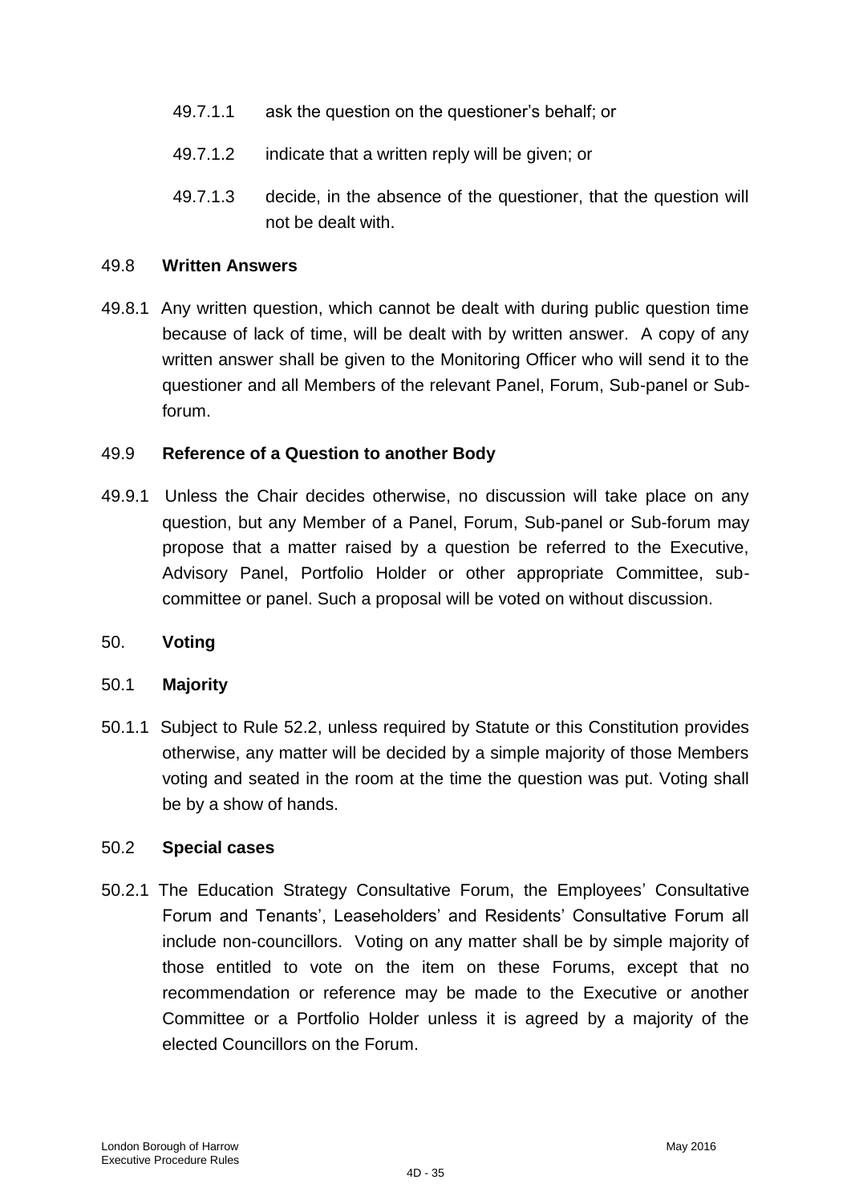49.7.1.1 ask the question on the questioner's behalf; or

49.7.1.2 indicate that a written reply will be given; or

49.7.1.3 decide, in the absence of the questioner, that the question will not be dealt with.

### 49.8 Written Answers

49.8.1 Any written question, which cannot be dealt with during public question time because of lack of time, will be dealt with by written answer. A copy of any written answer shall be given to the Monitoring Officer who will send it to the questioner and all Members of the relevant Panel, Forum, Sub-panel or Sub-forum.

### 49.9 Reference of a Question to another Body

49.9.1 Unless the Chair decides otherwise, no discussion will take place on any question, but any Member of a Panel, Forum, Sub-panel or Sub-forum may propose that a matter raised by a question be referred to the Executive, Advisory Panel, Portfolio Holder or other appropriate Committee, sub-committee or panel. Such a proposal will be voted on without discussion.

## 50. Voting

### 50.1 Majority

50.1.1 Subject to Rule 52.2, unless required by Statute or this Constitution provides otherwise, any matter will be decided by a simple majority of those Members voting and seated in the room at the time the question was put. Voting shall be by a show of hands.

### 50.2 Special cases

50.2.1 The Education Strategy Consultative Forum, the Employees' Consultative Forum and Tenants', Leaseholders' and Residents' Consultative Forum all include non-councillors. Voting on any matter shall be by simple majority of those entitled to vote on the item on these Forums, except that no recommendation or reference may be made to the Executive or another Committee or a Portfolio Holder unless it is agreed by a majority of the elected Councillors on the Forum.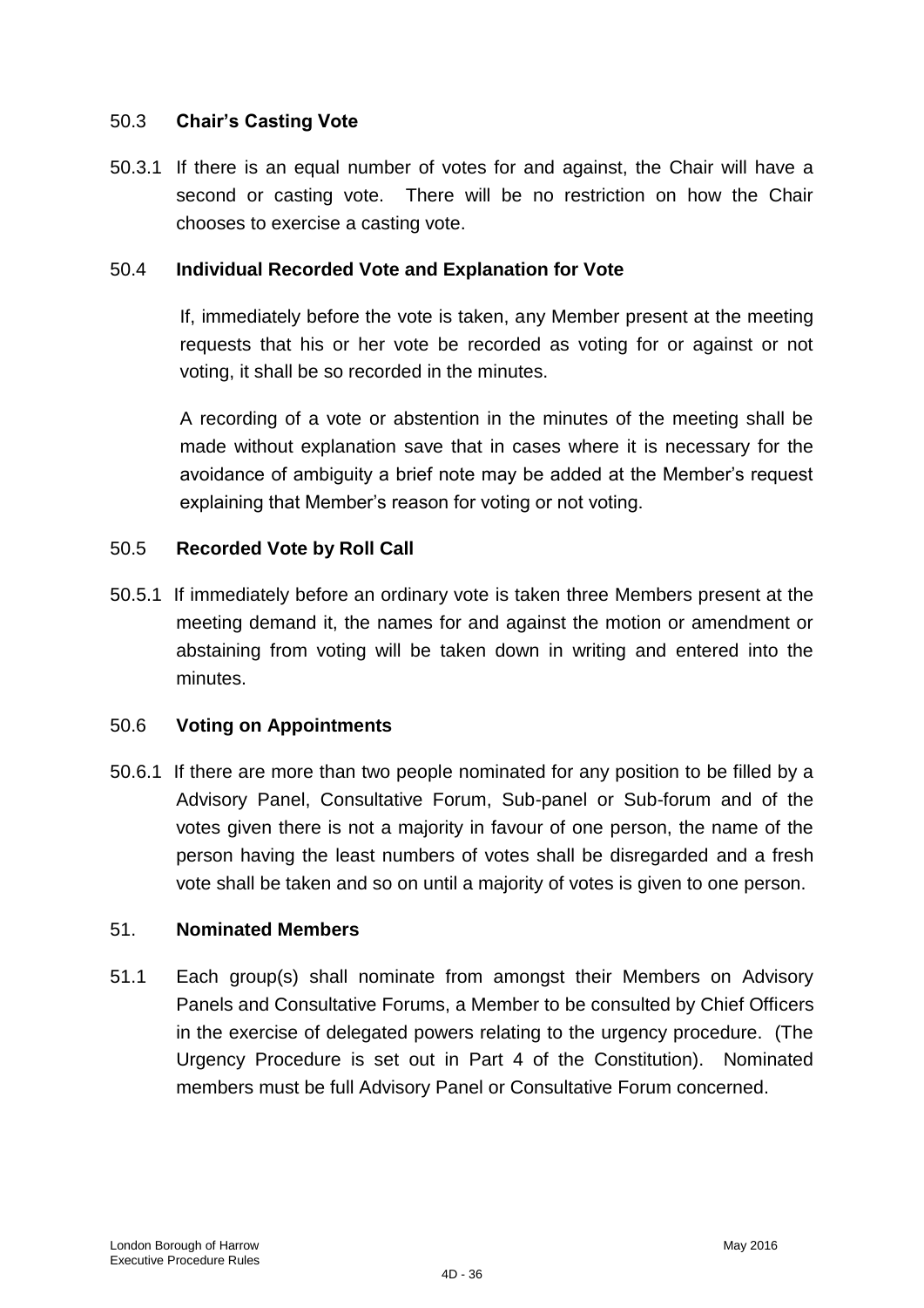### 50.3 Chair's Casting Vote

50.3.1 If there is an equal number of votes for and against, the Chair will have a second or casting vote. There will be no restriction on how the Chair chooses to exercise a casting vote.

### 50.4 Individual Recorded Vote and Explanation for Vote

If, immediately before the vote is taken, any Member present at the meeting requests that his or her vote be recorded as voting for or against or not voting, it shall be so recorded in the minutes.

A recording of a vote or abstention in the minutes of the meeting shall be made without explanation save that in cases where it is necessary for the avoidance of ambiguity a brief note may be added at the Member's request explaining that Member's reason for voting or not voting.

### 50.5 Recorded Vote by Roll Call

50.5.1 If immediately before an ordinary vote is taken three Members present at the meeting demand it, the names for and against the motion or amendment or abstaining from voting will be taken down in writing and entered into the minutes.

### 50.6 Voting on Appointments

50.6.1 If there are more than two people nominated for any position to be filled by a Advisory Panel, Consultative Forum, Sub-panel or Sub-forum and of the votes given there is not a majority in favour of one person, the name of the person having the least numbers of votes shall be disregarded and a fresh vote shall be taken and so on until a majority of votes is given to one person.

## 51. Nominated Members

51.1 Each group(s) shall nominate from amongst their Members on Advisory Panels and Consultative Forums, a Member to be consulted by Chief Officers in the exercise of delegated powers relating to the urgency procedure. (The Urgency Procedure is set out in Part 4 of the Constitution). Nominated members must be full Advisory Panel or Consultative Forum concerned.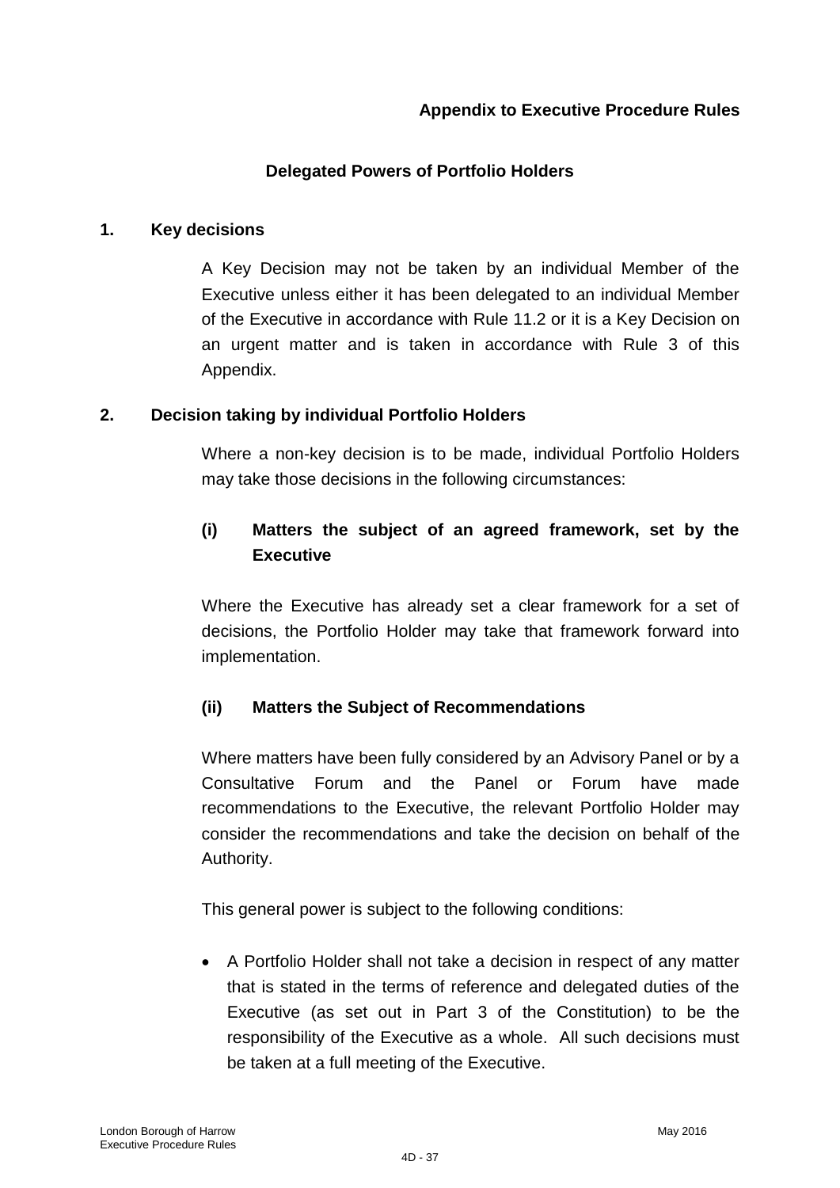**Appendix to Executive Procedure Rules**

## Delegated Powers of Portfolio Holders

### 1. Key decisions

A Key Decision may not be taken by an individual Member of the Executive unless either it has been delegated to an individual Member of the Executive in accordance with Rule 11.2 or it is a Key Decision on an urgent matter and is taken in accordance with Rule 3 of this Appendix.

### 2. Decision taking by individual Portfolio Holders

Where a non-key decision is to be made, individual Portfolio Holders may take those decisions in the following circumstances:

#### (i) Matters the subject of an agreed framework, set by the Executive

Where the Executive has already set a clear framework for a set of decisions, the Portfolio Holder may take that framework forward into implementation.

#### (ii) Matters the Subject of Recommendations

Where matters have been fully considered by an Advisory Panel or by a Consultative Forum and the Panel or Forum have made recommendations to the Executive, the relevant Portfolio Holder may consider the recommendations and take the decision on behalf of the Authority.

This general power is subject to the following conditions:

- A Portfolio Holder shall not take a decision in respect of any matter that is stated in the terms of reference and delegated duties of the Executive (as set out in Part 3 of the Constitution) to be the responsibility of the Executive as a whole. All such decisions must be taken at a full meeting of the Executive.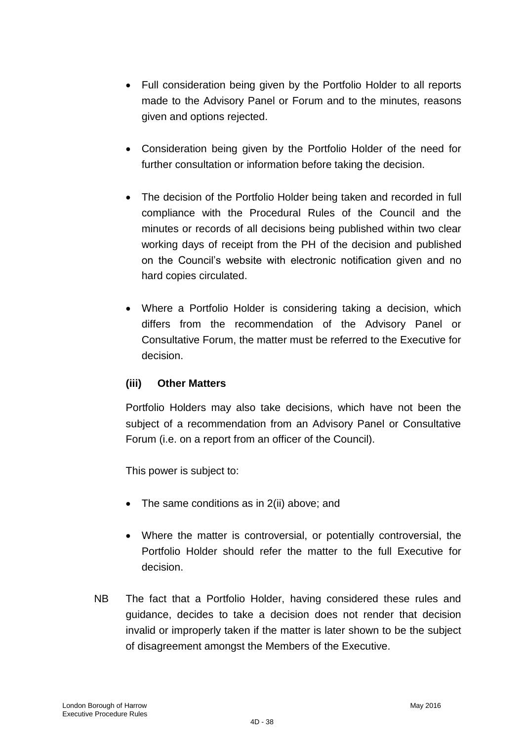- Full consideration being given by the Portfolio Holder to all reports made to the Advisory Panel or Forum and to the minutes, reasons given and options rejected.

- Consideration being given by the Portfolio Holder of the need for further consultation or information before taking the decision.

- The decision of the Portfolio Holder being taken and recorded in full compliance with the Procedural Rules of the Council and the minutes or records of all decisions being published within two clear working days of receipt from the PH of the decision and published on the Council's website with electronic notification given and no hard copies circulated.

- Where a Portfolio Holder is considering taking a decision, which differs from the recommendation of the Advisory Panel or Consultative Forum, the matter must be referred to the Executive for decision.

**(iii) Other Matters**

Portfolio Holders may also take decisions, which have not been the subject of a recommendation from an Advisory Panel or Consultative Forum (i.e. on a report from an officer of the Council).

This power is subject to:

- The same conditions as in 2(ii) above; and

- Where the matter is controversial, or potentially controversial, the Portfolio Holder should refer the matter to the full Executive for decision.

NB The fact that a Portfolio Holder, having considered these rules and guidance, decides to take a decision does not render that decision invalid or improperly taken if the matter is later shown to be the subject of disagreement amongst the Members of the Executive.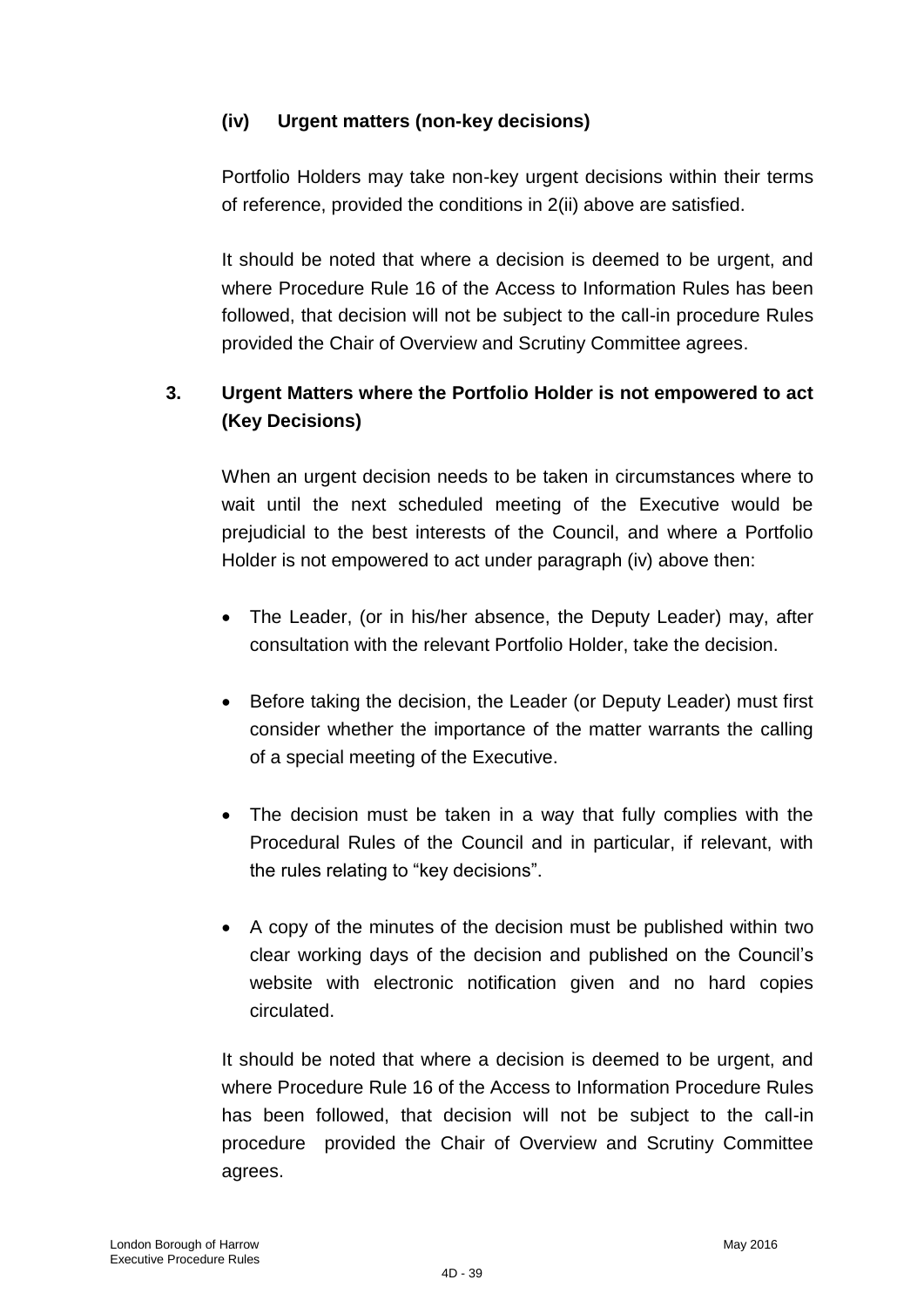### (iv) Urgent matters (non-key decisions)

Portfolio Holders may take non-key urgent decisions within their terms of reference, provided the conditions in 2(ii) above are satisfied.

It should be noted that where a decision is deemed to be urgent, and where Procedure Rule 16 of the Access to Information Rules has been followed, that decision will not be subject to the call-in procedure Rules provided the Chair of Overview and Scrutiny Committee agrees.

## 3. Urgent Matters where the Portfolio Holder is not empowered to act (Key Decisions)

When an urgent decision needs to be taken in circumstances where to wait until the next scheduled meeting of the Executive would be prejudicial to the best interests of the Council, and where a Portfolio Holder is not empowered to act under paragraph (iv) above then:

- The Leader, (or in his/her absence, the Deputy Leader) may, after consultation with the relevant Portfolio Holder, take the decision.
- Before taking the decision, the Leader (or Deputy Leader) must first consider whether the importance of the matter warrants the calling of a special meeting of the Executive.
- The decision must be taken in a way that fully complies with the Procedural Rules of the Council and in particular, if relevant, with the rules relating to "key decisions".
- A copy of the minutes of the decision must be published within two clear working days of the decision and published on the Council's website with electronic notification given and no hard copies circulated.

It should be noted that where a decision is deemed to be urgent, and where Procedure Rule 16 of the Access to Information Procedure Rules has been followed, that decision will not be subject to the call-in procedure provided the Chair of Overview and Scrutiny Committee agrees.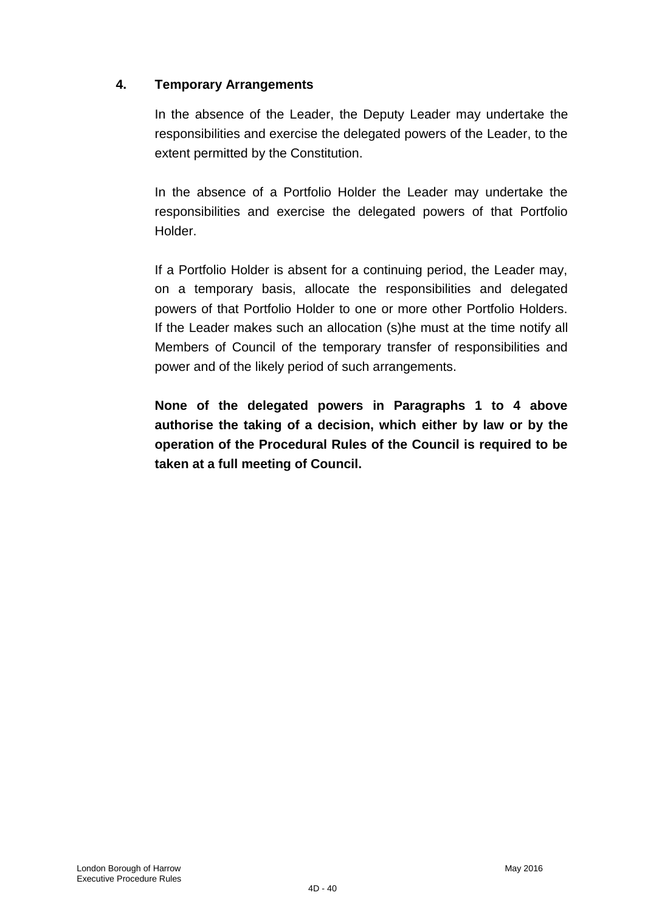## 4. Temporary Arrangements

In the absence of the Leader, the Deputy Leader may undertake the responsibilities and exercise the delegated powers of the Leader, to the extent permitted by the Constitution.

In the absence of a Portfolio Holder the Leader may undertake the responsibilities and exercise the delegated powers of that Portfolio Holder.

If a Portfolio Holder is absent for a continuing period, the Leader may, on a temporary basis, allocate the responsibilities and delegated powers of that Portfolio Holder to one or more other Portfolio Holders. If the Leader makes such an allocation (s)he must at the time notify all Members of Council of the temporary transfer of responsibilities and power and of the likely period of such arrangements.

**None of the delegated powers in Paragraphs 1 to 4 above authorise the taking of a decision, which either by law or by the operation of the Procedural Rules of the Council is required to be taken at a full meeting of Council.**